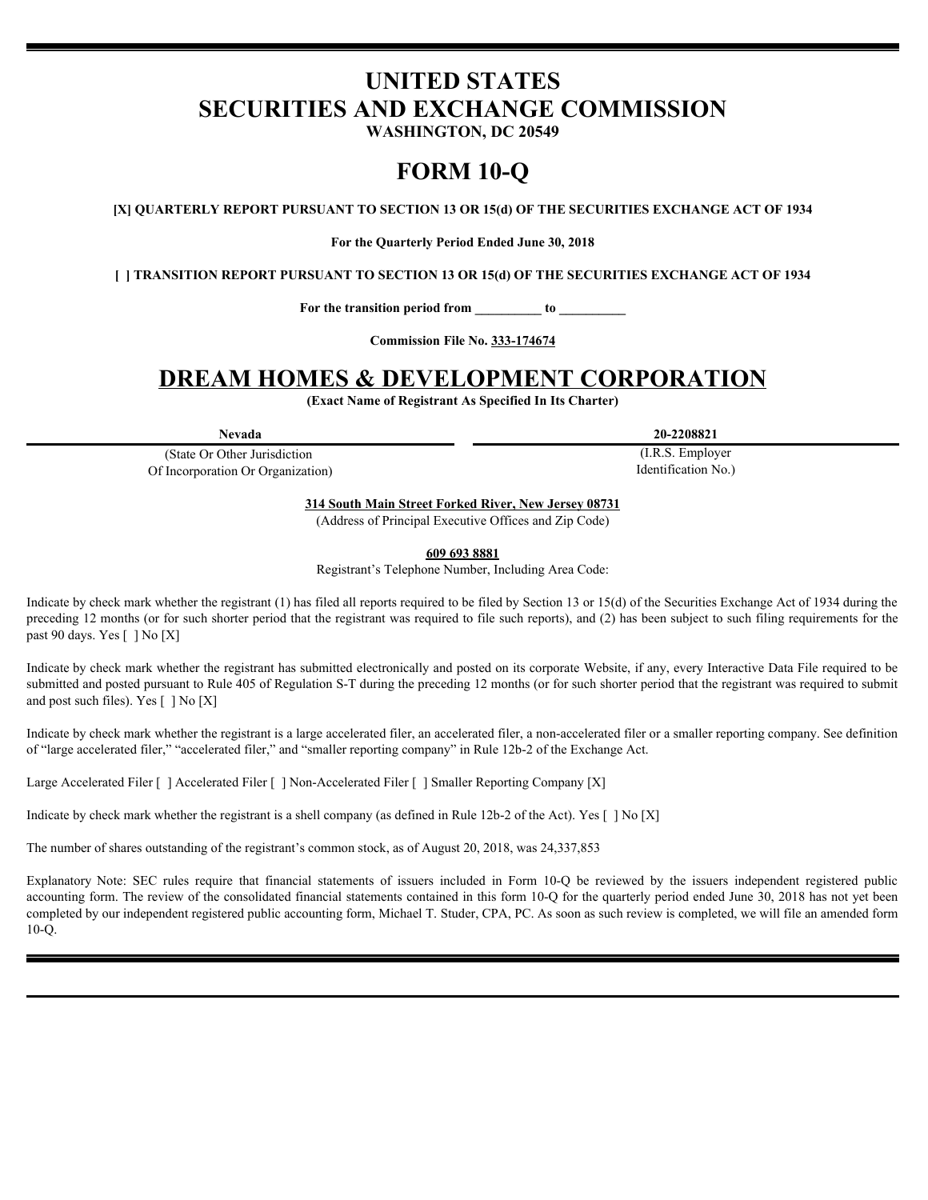# UNITED STATES
# SECURITIES AND EXCHANGE COMMISSION

**WASHINGTON, DC 20549**

# FORM 10-Q

**[X] QUARTERLY REPORT PURSUANT TO SECTION 13 OR 15(d) OF THE SECURITIES EXCHANGE ACT OF 1934**

**For the Quarterly Period Ended June 30, 2018**

**[ ] TRANSITION REPORT PURSUANT TO SECTION 13 OR 15(d) OF THE SECURITIES EXCHANGE ACT OF 1934**

**For the transition period from _________ to _________**

**Commission File No. 333-174674**

# DREAM HOMES & DEVELOPMENT CORPORATION

**(Exact Name of Registrant As Specified In Its Charter)**

| **Nevada** | **20-2208821** |
|---|---|
| (State Or Other Jurisdiction Of Incorporation Or Organization) | (I.R.S. Employer Identification No.) |

**314 South Main Street Forked River, New Jersey 08731**
(Address of Principal Executive Offices and Zip Code)

**609 693 8881**
Registrant's Telephone Number, Including Area Code:

Indicate by check mark whether the registrant (1) has filed all reports required to be filed by Section 13 or 15(d) of the Securities Exchange Act of 1934 during the preceding 12 months (or for such shorter period that the registrant was required to file such reports), and (2) has been subject to such filing requirements for the past 90 days. Yes [ ] No [X]

Indicate by check mark whether the registrant has submitted electronically and posted on its corporate Website, if any, every Interactive Data File required to be submitted and posted pursuant to Rule 405 of Regulation S-T during the preceding 12 months (or for such shorter period that the registrant was required to submit and post such files). Yes [ ] No [X]

Indicate by check mark whether the registrant is a large accelerated filer, an accelerated filer, a non-accelerated filer or a smaller reporting company. See definition of "large accelerated filer," "accelerated filer," and "smaller reporting company" in Rule 12b-2 of the Exchange Act.

Large Accelerated Filer [ ] Accelerated Filer [ ] Non-Accelerated Filer [ ] Smaller Reporting Company [X]

Indicate by check mark whether the registrant is a shell company (as defined in Rule 12b-2 of the Act). Yes [ ] No [X]

The number of shares outstanding of the registrant's common stock, as of August 20, 2018, was 24,337,853

Explanatory Note: SEC rules require that financial statements of issuers included in Form 10-Q be reviewed by the issuers independent registered public accounting form. The review of the consolidated financial statements contained in this form 10-Q for the quarterly period ended June 30, 2018 has not yet been completed by our independent registered public accounting form, Michael T. Studer, CPA, PC. As soon as such review is completed, we will file an amended form 10-Q.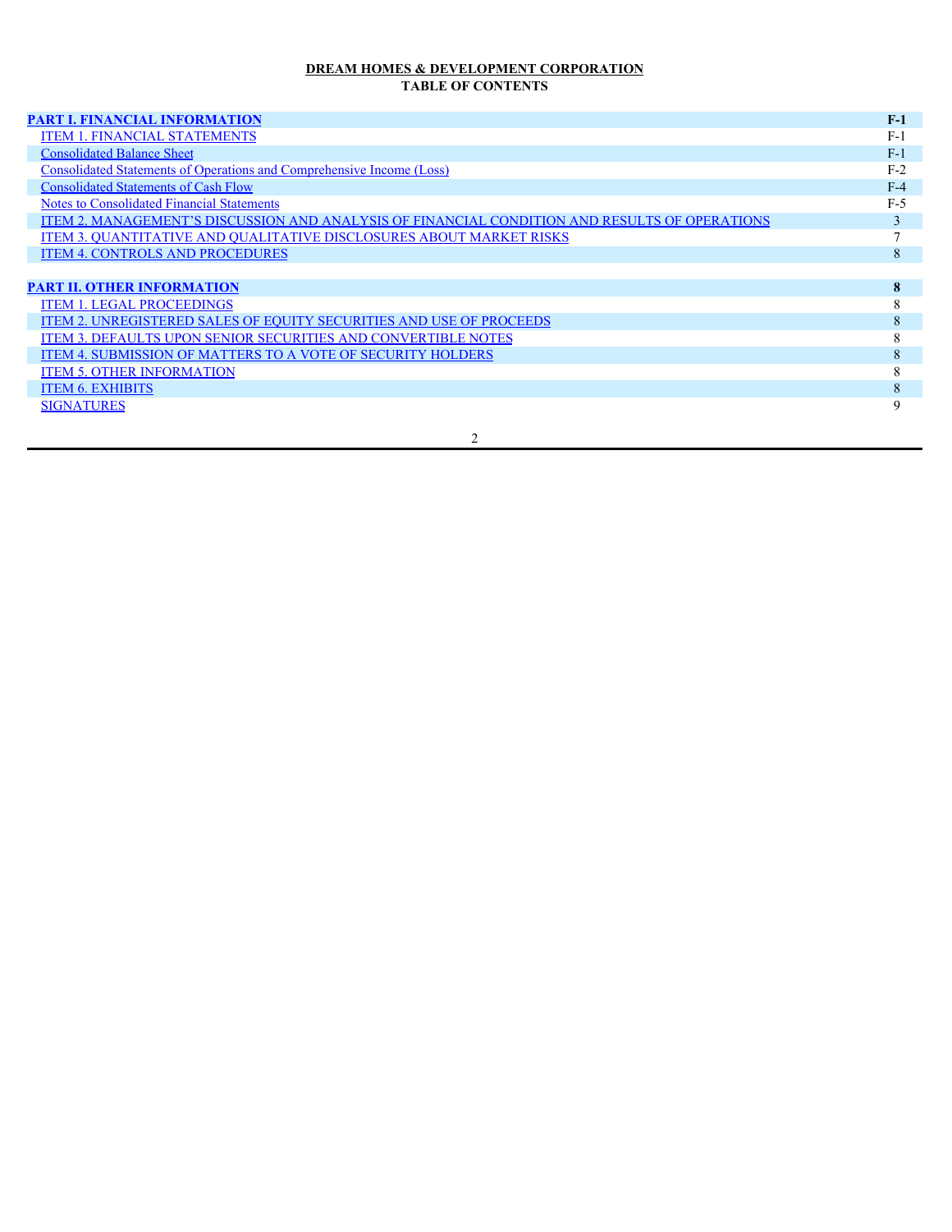**DREAM HOMES & DEVELOPMENT CORPORATION**
**TABLE OF CONTENTS**

| | |
|---|---|
| **PART I. FINANCIAL INFORMATION** | **F-1** |
| ITEM 1. FINANCIAL STATEMENTS | F-1 |
| Consolidated Balance Sheet | F-1 |
| Consolidated Statements of Operations and Comprehensive Income (Loss) | F-2 |
| Consolidated Statements of Cash Flow | F-4 |
| Notes to Consolidated Financial Statements | F-5 |
| ITEM 2. MANAGEMENT'S DISCUSSION AND ANALYSIS OF FINANCIAL CONDITION AND RESULTS OF OPERATIONS | 3 |
| ITEM 3. QUANTITATIVE AND QUALITATIVE DISCLOSURES ABOUT MARKET RISKS | 7 |
| ITEM 4. CONTROLS AND PROCEDURES | 8 |
| | |
| **PART II. OTHER INFORMATION** | **8** |
| ITEM 1. LEGAL PROCEEDINGS | 8 |
| ITEM 2. UNREGISTERED SALES OF EQUITY SECURITIES AND USE OF PROCEEDS | 8 |
| ITEM 3. DEFAULTS UPON SENIOR SECURITIES AND CONVERTIBLE NOTES | 8 |
| ITEM 4. SUBMISSION OF MATTERS TO A VOTE OF SECURITY HOLDERS | 8 |
| ITEM 5. OTHER INFORMATION | 8 |
| ITEM 6. EXHIBITS | 8 |
| SIGNATURES | 9 |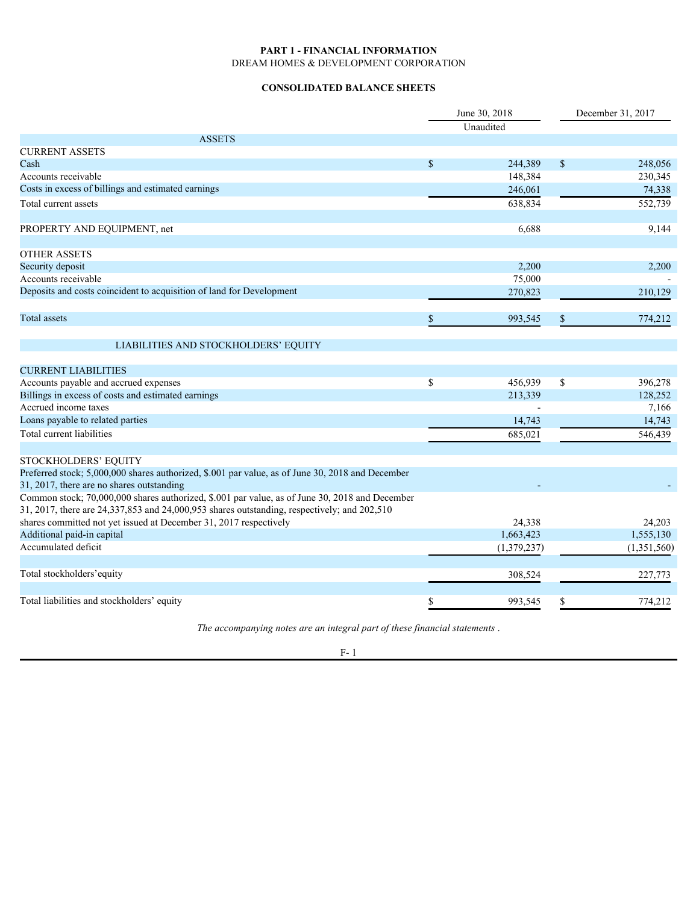**PART 1 - FINANCIAL INFORMATION**

DREAM HOMES & DEVELOPMENT CORPORATION

**CONSOLIDATED BALANCE SHEETS**

| | June 30, 2018 | December 31, 2017 |
|---|---|---|
| | Unaudited | |
| ASSETS | | |
| CURRENT ASSETS | | |
| Cash | $ 244,389 | $ 248,056 |
| Accounts receivable | 148,384 | 230,345 |
| Costs in excess of billings and estimated earnings | 246,061 | 74,338 |
| Total current assets | 638,834 | 552,739 |
| | | |
| PROPERTY AND EQUIPMENT, net | 6,688 | 9,144 |
| | | |
| OTHER ASSETS | | |
| Security deposit | 2,200 | 2,200 |
| Accounts receivable | 75,000 | - |
| Deposits and costs coincident to acquisition of land for Development | 270,823 | 210,129 |
| | | |
| Total assets | $ 993,545 | $ 774,212 |
| | | |
| LIABILITIES AND STOCKHOLDERS' EQUITY | | |
| | | |
| CURRENT LIABILITIES | | |
| Accounts payable and accrued expenses | $ 456,939 | $ 396,278 |
| Billings in excess of costs and estimated earnings | 213,339 | 128,252 |
| Accrued income taxes | - | 7,166 |
| Loans payable to related parties | 14,743 | 14,743 |
| Total current liabilities | 685,021 | 546,439 |
| | | |
| STOCKHOLDERS' EQUITY | | |
| Preferred stock; 5,000,000 shares authorized, $.001 par value, as of June 30, 2018 and December 31, 2017, there are no shares outstanding | - | - |
| Common stock; 70,000,000 shares authorized, $.001 par value, as of June 30, 2018 and December 31, 2017, there are 24,337,853 and 24,000,953 shares outstanding, respectively; and 202,510 shares committed not yet issued at December 31, 2017 respectively | 24,338 | 24,203 |
| Additional paid-in capital | 1,663,423 | 1,555,130 |
| Accumulated deficit | (1,379,237) | (1,351,560) |
| | | |
| Total stockholders' equity | 308,524 | 227,773 |
| | | |
| Total liabilities and stockholders' equity | $ 993,545 | $ 774,212 |

*The accompanying notes are an integral part of these financial statements .*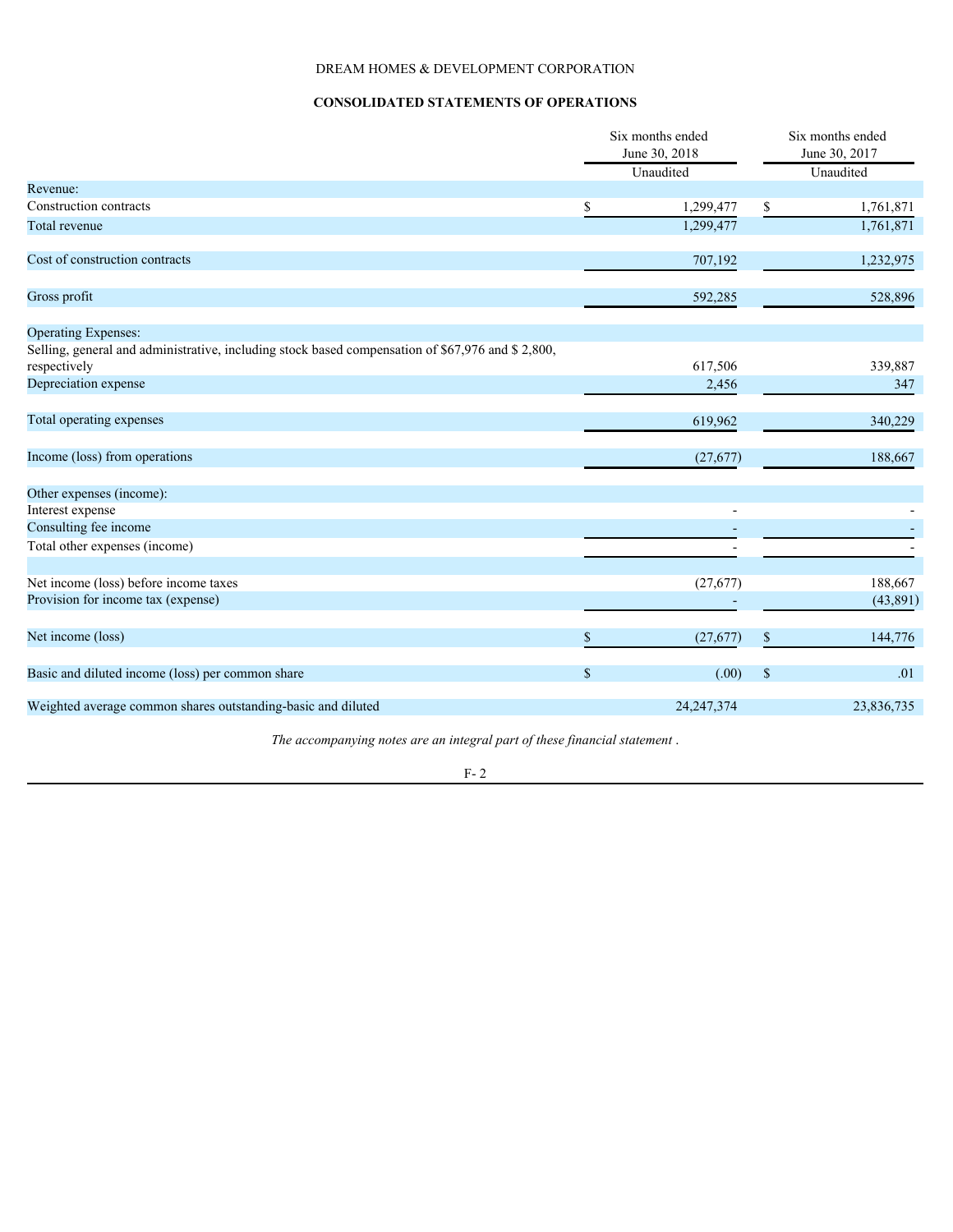DREAM HOMES & DEVELOPMENT CORPORATION

**CONSOLIDATED STATEMENTS OF OPERATIONS**

| | Six months ended June 30, 2018 Unaudited | Six months ended June 30, 2017 Unaudited |
|---|---|---|
| Revenue: | | |
| Construction contracts | $ 1,299,477 | $ 1,761,871 |
| Total revenue | 1,299,477 | 1,761,871 |
| | | |
| Cost of construction contracts | 707,192 | 1,232,975 |
| | | |
| Gross profit | 592,285 | 528,896 |
| | | |
| Operating Expenses: | | |
| Selling, general and administrative, including stock based compensation of $67,976 and $ 2,800, respectively | 617,506 | 339,887 |
| Depreciation expense | 2,456 | 347 |
| | | |
| Total operating expenses | 619,962 | 340,229 |
| | | |
| Income (loss) from operations | (27,677) | 188,667 |
| | | |
| Other expenses (income): | | |
| Interest expense | - | - |
| Consulting fee income | - | - |
| Total other expenses (income) | - | - |
| | | |
| Net income (loss) before income taxes | (27,677) | 188,667 |
| Provision for income tax (expense) | - | (43,891) |
| | | |
| Net income (loss) | $ (27,677) | $ 144,776 |
| | | |
| Basic and diluted income (loss) per common share | $ (.00) | $ .01 |
| | | |
| Weighted average common shares outstanding-basic and diluted | 24,247,374 | 23,836,735 |

*The accompanying notes are an integral part of these financial statement .*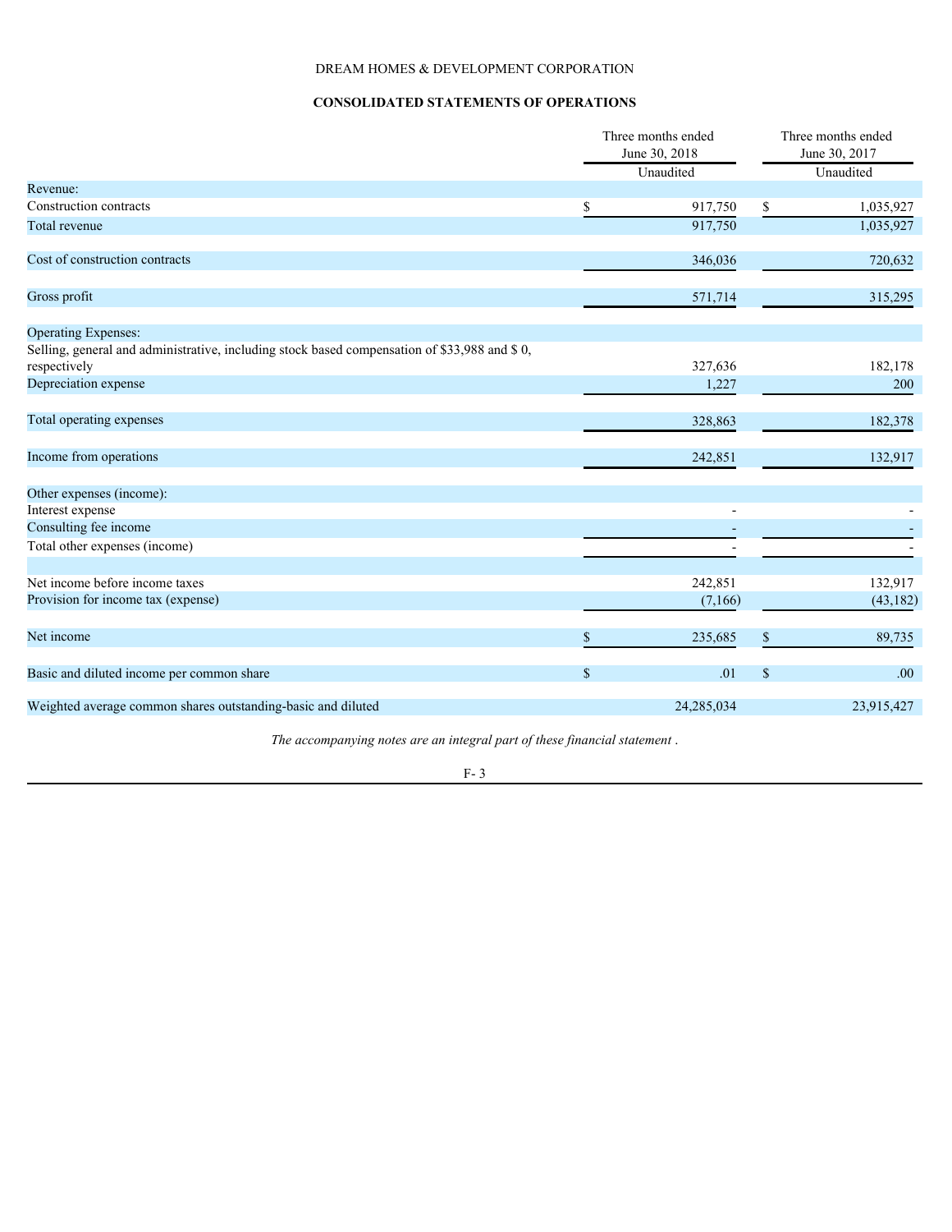DREAM HOMES & DEVELOPMENT CORPORATION

## CONSOLIDATED STATEMENTS OF OPERATIONS

| | Three months ended June 30, 2018 Unaudited | Three months ended June 30, 2017 Unaudited |
|---|---|---|
| Revenue: | | |
| Construction contracts | $ 917,750 | $ 1,035,927 |
| Total revenue | 917,750 | 1,035,927 |
| | | |
| Cost of construction contracts | 346,036 | 720,632 |
| | | |
| Gross profit | 571,714 | 315,295 |
| | | |
| Operating Expenses: | | |
| Selling, general and administrative, including stock based compensation of $33,988 and $ 0, respectively | 327,636 | 182,178 |
| Depreciation expense | 1,227 | 200 |
| | | |
| Total operating expenses | 328,863 | 182,378 |
| | | |
| Income from operations | 242,851 | 132,917 |
| | | |
| Other expenses (income): | | |
| Interest expense | - | - |
| Consulting fee income | - | - |
| Total other expenses (income) | - | - |
| | | |
| Net income before income taxes | 242,851 | 132,917 |
| Provision for income tax (expense) | (7,166) | (43,182) |
| | | |
| Net income | $ 235,685 | $ 89,735 |
| | | |
| Basic and diluted income per common share | $ .01 | $ .00 |
| | | |
| Weighted average common shares outstanding-basic and diluted | 24,285,034 | 23,915,427 |

*The accompanying notes are an integral part of these financial statement .*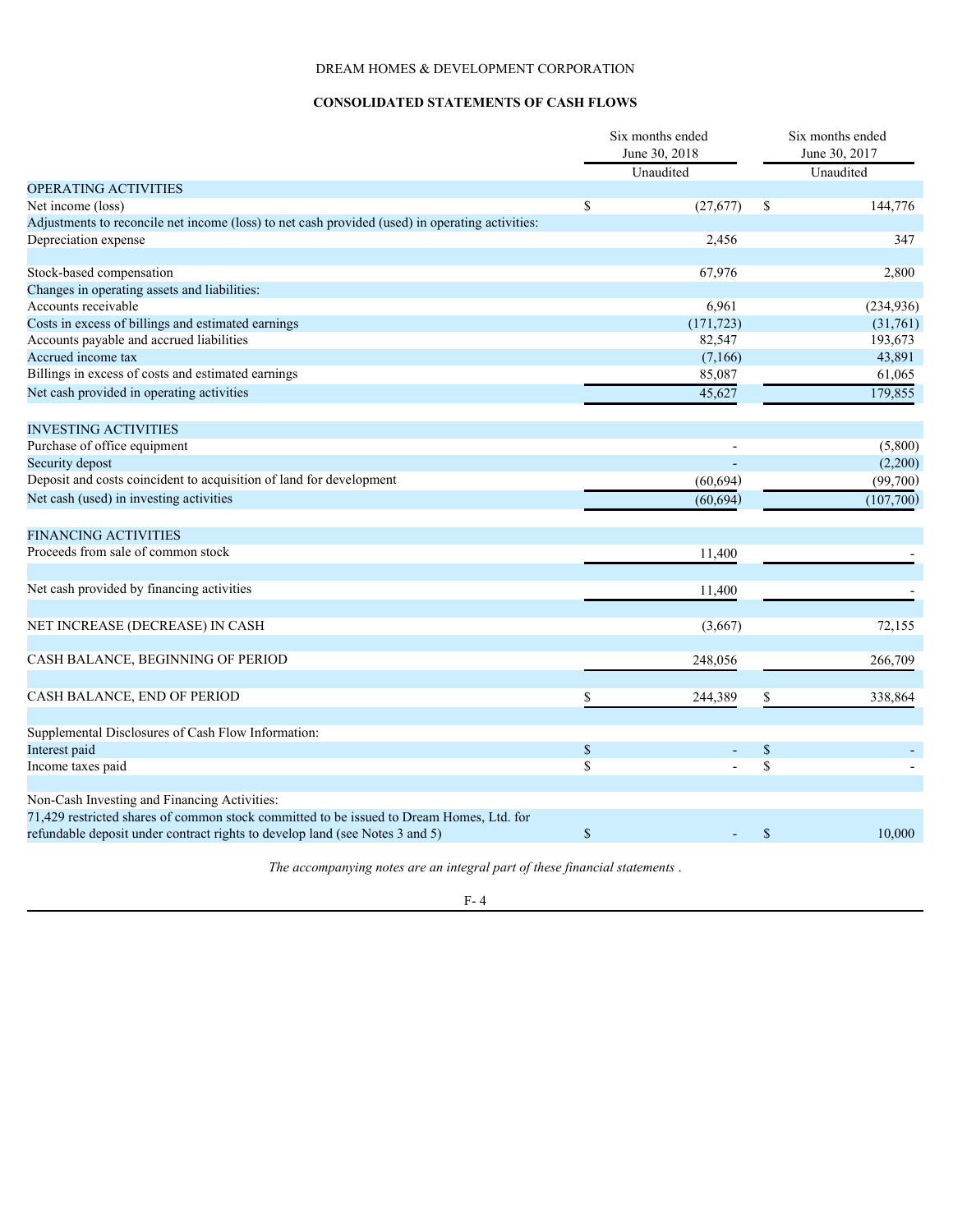DREAM HOMES & DEVELOPMENT CORPORATION

## CONSOLIDATED STATEMENTS OF CASH FLOWS

| | Six months ended June 30, 2018 | Six months ended June 30, 2017 |
|---|---|---|
| | Unaudited | Unaudited |
| OPERATING ACTIVITIES | | |
| Net income (loss) | $ (27,677) | $ 144,776 |
| Adjustments to reconcile net income (loss) to net cash provided (used) in operating activities: | | |
| Depreciation expense | 2,456 | 347 |
| Stock-based compensation | 67,976 | 2,800 |
| Changes in operating assets and liabilities: | | |
| Accounts receivable | 6,961 | (234,936) |
| Costs in excess of billings and estimated earnings | (171,723) | (31,761) |
| Accounts payable and accrued liabilities | 82,547 | 193,673 |
| Accrued income tax | (7,166) | 43,891 |
| Billings in excess of costs and estimated earnings | 85,087 | 61,065 |
| Net cash provided in operating activities | 45,627 | 179,855 |
| INVESTING ACTIVITIES | | |
| Purchase of office equipment | - | (5,800) |
| Security depost | - | (2,200) |
| Deposit and costs coincident to acquisition of land for development | (60,694) | (99,700) |
| Net cash (used) in investing activities | (60,694) | (107,700) |
| FINANCING ACTIVITIES | | |
| Proceeds from sale of common stock | 11,400 | - |
| Net cash provided by financing activities | 11,400 | - |
| NET INCREASE (DECREASE) IN CASH | (3,667) | 72,155 |
| CASH BALANCE, BEGINNING OF PERIOD | 248,056 | 266,709 |
| CASH BALANCE, END OF PERIOD | $ 244,389 | $ 338,864 |
| Supplemental Disclosures of Cash Flow Information: | | |
| Interest paid | $ - | $ - |
| Income taxes paid | $ - | $ - |
| Non-Cash Investing and Financing Activities: | | |
| 71,429 restricted shares of common stock committed to be issued to Dream Homes, Ltd. for refundable deposit under contract rights to develop land (see Notes 3 and 5) | $ - | $ 10,000 |

*The accompanying notes are an integral part of these financial statements .*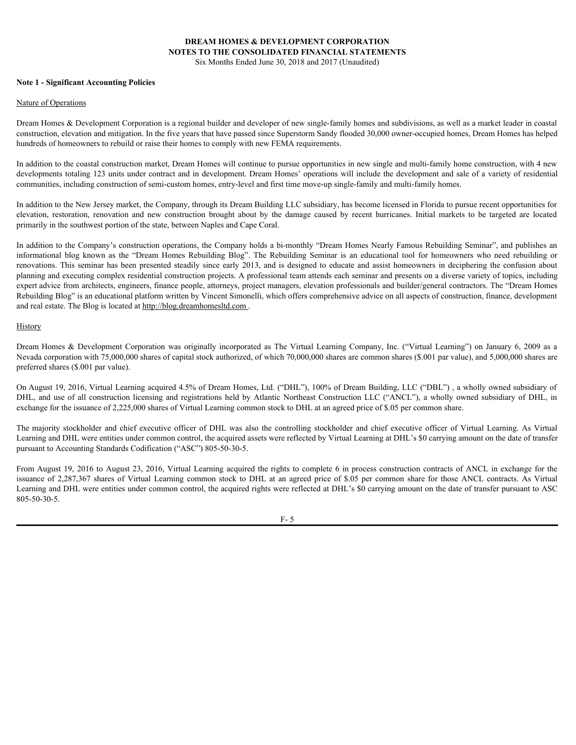**DREAM HOMES & DEVELOPMENT CORPORATION**
**NOTES TO THE CONSOLIDATED FINANCIAL STATEMENTS**
Six Months Ended June 30, 2018 and 2017 (Unaudited)

**Note 1 - Significant Accounting Policies**

Nature of Operations

Dream Homes & Development Corporation is a regional builder and developer of new single-family homes and subdivisions, as well as a market leader in coastal construction, elevation and mitigation. In the five years that have passed since Superstorm Sandy flooded 30,000 owner-occupied homes, Dream Homes has helped hundreds of homeowners to rebuild or raise their homes to comply with new FEMA requirements.

In addition to the coastal construction market, Dream Homes will continue to pursue opportunities in new single and multi-family home construction, with 4 new developments totaling 123 units under contract and in development. Dream Homes' operations will include the development and sale of a variety of residential communities, including construction of semi-custom homes, entry-level and first time move-up single-family and multi-family homes.

In addition to the New Jersey market, the Company, through its Dream Building LLC subsidiary, has become licensed in Florida to pursue recent opportunities for elevation, restoration, renovation and new construction brought about by the damage caused by recent hurricanes. Initial markets to be targeted are located primarily in the southwest portion of the state, between Naples and Cape Coral.

In addition to the Company's construction operations, the Company holds a bi-monthly "Dream Homes Nearly Famous Rebuilding Seminar", and publishes an informational blog known as the "Dream Homes Rebuilding Blog". The Rebuilding Seminar is an educational tool for homeowners who need rebuilding or renovations. This seminar has been presented steadily since early 2013, and is designed to educate and assist homeowners in deciphering the confusion about planning and executing complex residential construction projects. A professional team attends each seminar and presents on a diverse variety of topics, including expert advice from architects, engineers, finance people, attorneys, project managers, elevation professionals and builder/general contractors. The "Dream Homes Rebuilding Blog" is an educational platform written by Vincent Simonelli, which offers comprehensive advice on all aspects of construction, finance, development and real estate. The Blog is located at http://blog.dreamhomesltd.com .

History

Dream Homes & Development Corporation was originally incorporated as The Virtual Learning Company, Inc. ("Virtual Learning") on January 6, 2009 as a Nevada corporation with 75,000,000 shares of capital stock authorized, of which 70,000,000 shares are common shares ($.001 par value), and 5,000,000 shares are preferred shares ($.001 par value).

On August 19, 2016, Virtual Learning acquired 4.5% of Dream Homes, Ltd. ("DHL"), 100% of Dream Building, LLC ("DBL") , a wholly owned subsidiary of DHL, and use of all construction licensing and registrations held by Atlantic Northeast Construction LLC ("ANCL"), a wholly owned subsidiary of DHL, in exchange for the issuance of 2,225,000 shares of Virtual Learning common stock to DHL at an agreed price of $.05 per common share.

The majority stockholder and chief executive officer of DHL was also the controlling stockholder and chief executive officer of Virtual Learning. As Virtual Learning and DHL were entities under common control, the acquired assets were reflected by Virtual Learning at DHL's $0 carrying amount on the date of transfer pursuant to Accounting Standards Codification ("ASC") 805-50-30-5.

From August 19, 2016 to August 23, 2016, Virtual Learning acquired the rights to complete 6 in process construction contracts of ANCL in exchange for the issuance of 2,287,367 shares of Virtual Learning common stock to DHL at an agreed price of $.05 per common share for those ANCL contracts. As Virtual Learning and DHL were entities under common control, the acquired rights were reflected at DHL's $0 carrying amount on the date of transfer pursuant to ASC 805-50-30-5.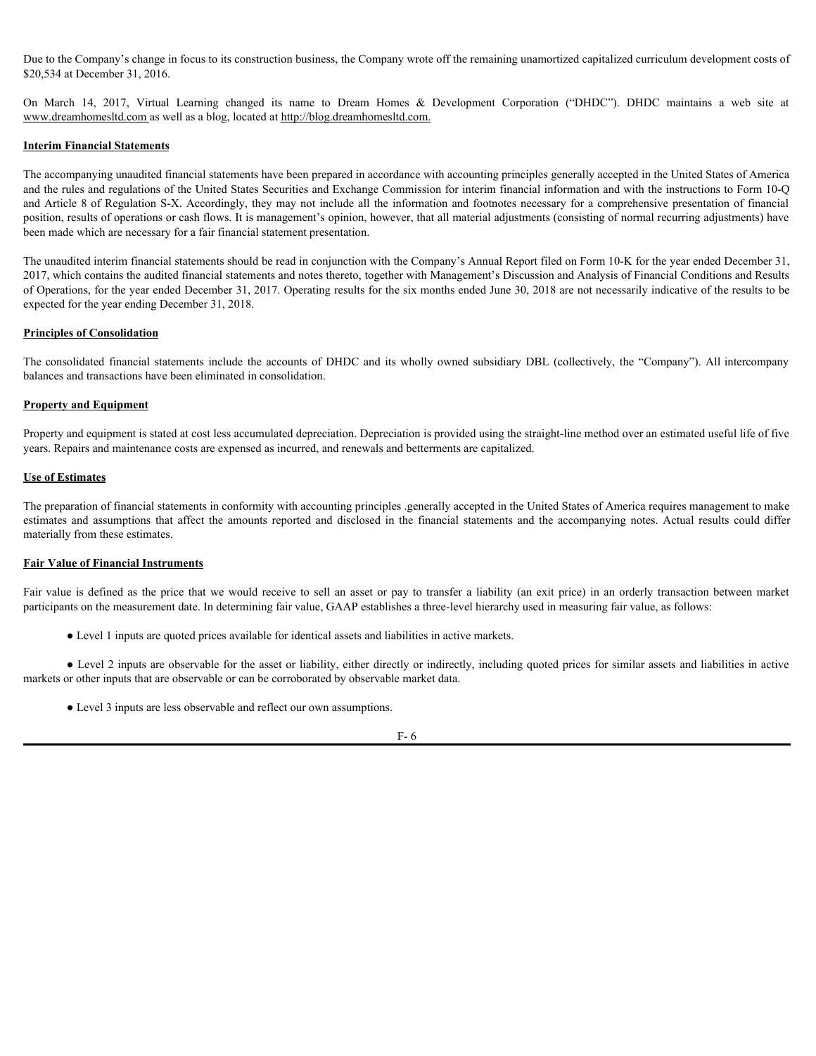Due to the Company's change in focus to its construction business, the Company wrote off the remaining unamortized capitalized curriculum development costs of $20,534 at December 31, 2016.

On March 14, 2017, Virtual Learning changed its name to Dream Homes & Development Corporation ("DHDC"). DHDC maintains a web site at www.dreamhomesltd.com as well as a blog, located at http://blog.dreamhomesltd.com.

**Interim Financial Statements**

The accompanying unaudited financial statements have been prepared in accordance with accounting principles generally accepted in the United States of America and the rules and regulations of the United States Securities and Exchange Commission for interim financial information and with the instructions to Form 10-Q and Article 8 of Regulation S-X. Accordingly, they may not include all the information and footnotes necessary for a comprehensive presentation of financial position, results of operations or cash flows. It is management's opinion, however, that all material adjustments (consisting of normal recurring adjustments) have been made which are necessary for a fair financial statement presentation.

The unaudited interim financial statements should be read in conjunction with the Company's Annual Report filed on Form 10-K for the year ended December 31, 2017, which contains the audited financial statements and notes thereto, together with Management's Discussion and Analysis of Financial Conditions and Results of Operations, for the year ended December 31, 2017. Operating results for the six months ended June 30, 2018 are not necessarily indicative of the results to be expected for the year ending December 31, 2018.

**Principles of Consolidation**

The consolidated financial statements include the accounts of DHDC and its wholly owned subsidiary DBL (collectively, the "Company"). All intercompany balances and transactions have been eliminated in consolidation.

**Property and Equipment**

Property and equipment is stated at cost less accumulated depreciation. Depreciation is provided using the straight-line method over an estimated useful life of five years. Repairs and maintenance costs are expensed as incurred, and renewals and betterments are capitalized.

**Use of Estimates**

The preparation of financial statements in conformity with accounting principles .generally accepted in the United States of America requires management to make estimates and assumptions that affect the amounts reported and disclosed in the financial statements and the accompanying notes. Actual results could differ materially from these estimates.

**Fair Value of Financial Instruments**

Fair value is defined as the price that we would receive to sell an asset or pay to transfer a liability (an exit price) in an orderly transaction between market participants on the measurement date. In determining fair value, GAAP establishes a three-level hierarchy used in measuring fair value, as follows:

- Level 1 inputs are quoted prices available for identical assets and liabilities in active markets.
- Level 2 inputs are observable for the asset or liability, either directly or indirectly, including quoted prices for similar assets and liabilities in active markets or other inputs that are observable or can be corroborated by observable market data.
- Level 3 inputs are less observable and reflect our own assumptions.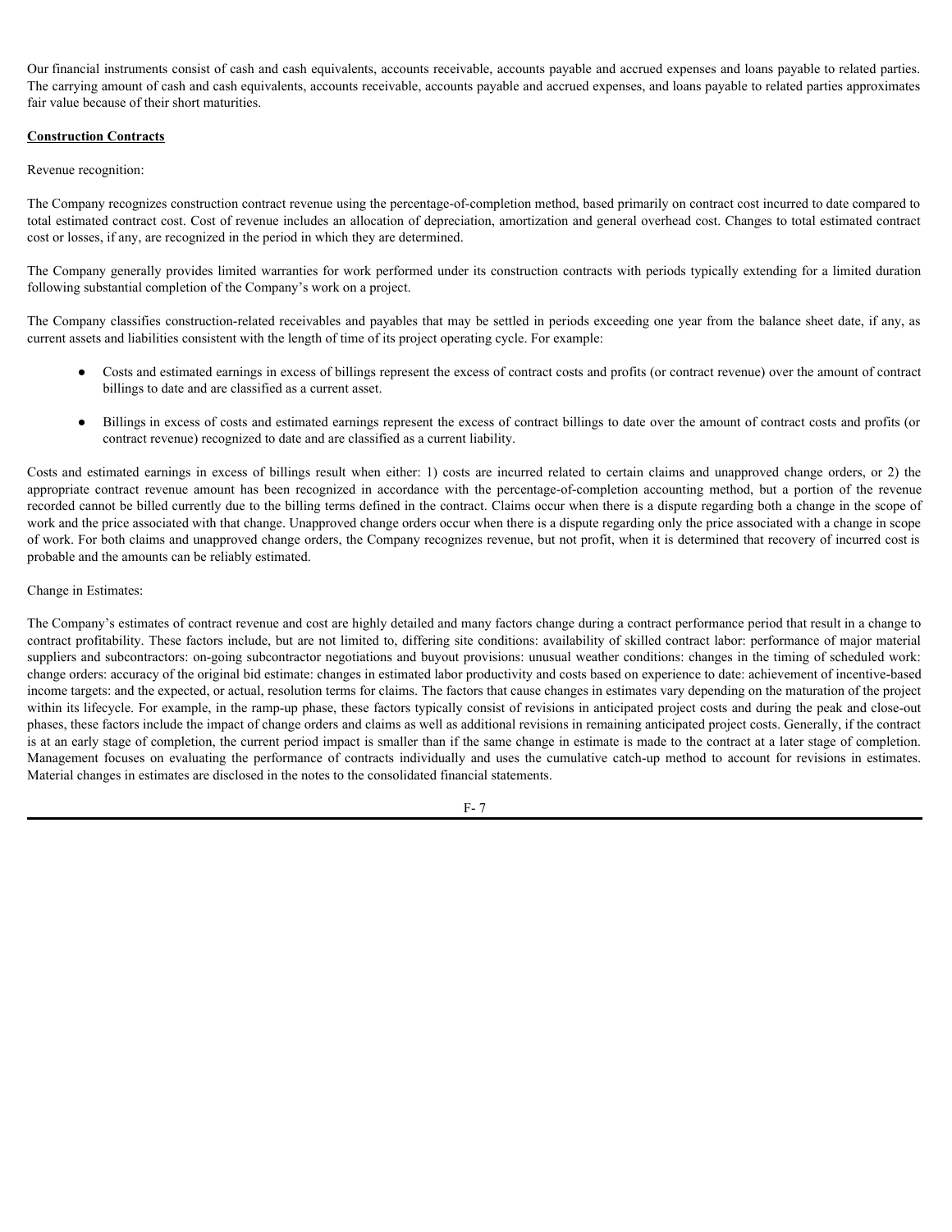Our financial instruments consist of cash and cash equivalents, accounts receivable, accounts payable and accrued expenses and loans payable to related parties. The carrying amount of cash and cash equivalents, accounts receivable, accounts payable and accrued expenses, and loans payable to related parties approximates fair value because of their short maturities.

**Construction Contracts**

Revenue recognition:

The Company recognizes construction contract revenue using the percentage-of-completion method, based primarily on contract cost incurred to date compared to total estimated contract cost. Cost of revenue includes an allocation of depreciation, amortization and general overhead cost. Changes to total estimated contract cost or losses, if any, are recognized in the period in which they are determined.

The Company generally provides limited warranties for work performed under its construction contracts with periods typically extending for a limited duration following substantial completion of the Company's work on a project.

The Company classifies construction-related receivables and payables that may be settled in periods exceeding one year from the balance sheet date, if any, as current assets and liabilities consistent with the length of time of its project operating cycle. For example:

- Costs and estimated earnings in excess of billings represent the excess of contract costs and profits (or contract revenue) over the amount of contract billings to date and are classified as a current asset.
- Billings in excess of costs and estimated earnings represent the excess of contract billings to date over the amount of contract costs and profits (or contract revenue) recognized to date and are classified as a current liability.

Costs and estimated earnings in excess of billings result when either: 1) costs are incurred related to certain claims and unapproved change orders, or 2) the appropriate contract revenue amount has been recognized in accordance with the percentage-of-completion accounting method, but a portion of the revenue recorded cannot be billed currently due to the billing terms defined in the contract. Claims occur when there is a dispute regarding both a change in the scope of work and the price associated with that change. Unapproved change orders occur when there is a dispute regarding only the price associated with a change in scope of work. For both claims and unapproved change orders, the Company recognizes revenue, but not profit, when it is determined that recovery of incurred cost is probable and the amounts can be reliably estimated.

Change in Estimates:

The Company's estimates of contract revenue and cost are highly detailed and many factors change during a contract performance period that result in a change to contract profitability. These factors include, but are not limited to, differing site conditions: availability of skilled contract labor: performance of major material suppliers and subcontractors: on-going subcontractor negotiations and buyout provisions: unusual weather conditions: changes in the timing of scheduled work: change orders: accuracy of the original bid estimate: changes in estimated labor productivity and costs based on experience to date: achievement of incentive-based income targets: and the expected, or actual, resolution terms for claims. The factors that cause changes in estimates vary depending on the maturation of the project within its lifecycle. For example, in the ramp-up phase, these factors typically consist of revisions in anticipated project costs and during the peak and close-out phases, these factors include the impact of change orders and claims as well as additional revisions in remaining anticipated project costs. Generally, if the contract is at an early stage of completion, the current period impact is smaller than if the same change in estimate is made to the contract at a later stage of completion. Management focuses on evaluating the performance of contracts individually and uses the cumulative catch-up method to account for revisions in estimates. Material changes in estimates are disclosed in the notes to the consolidated financial statements.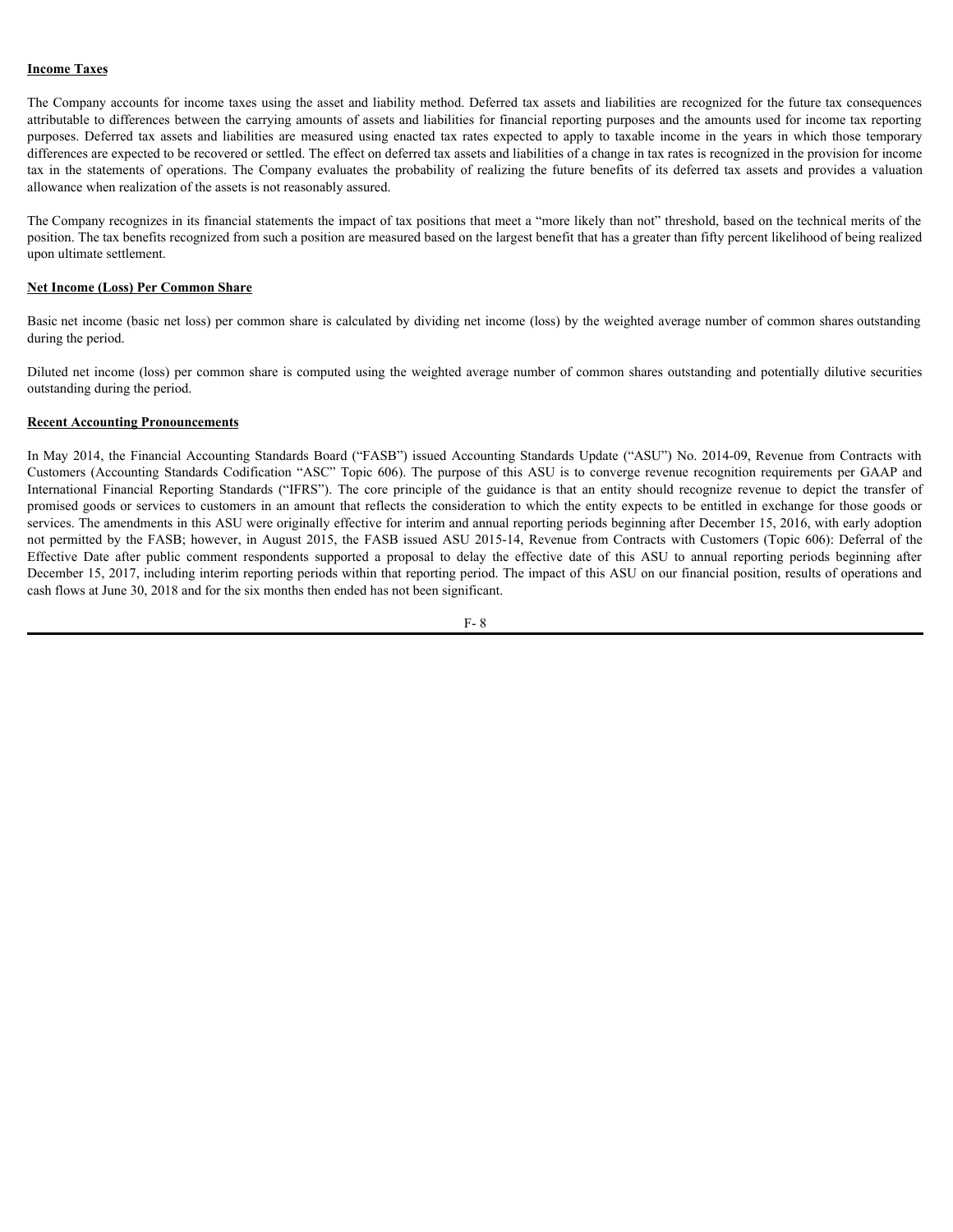**Income Taxes**

The Company accounts for income taxes using the asset and liability method. Deferred tax assets and liabilities are recognized for the future tax consequences attributable to differences between the carrying amounts of assets and liabilities for financial reporting purposes and the amounts used for income tax reporting purposes. Deferred tax assets and liabilities are measured using enacted tax rates expected to apply to taxable income in the years in which those temporary differences are expected to be recovered or settled. The effect on deferred tax assets and liabilities of a change in tax rates is recognized in the provision for income tax in the statements of operations. The Company evaluates the probability of realizing the future benefits of its deferred tax assets and provides a valuation allowance when realization of the assets is not reasonably assured.

The Company recognizes in its financial statements the impact of tax positions that meet a "more likely than not" threshold, based on the technical merits of the position. The tax benefits recognized from such a position are measured based on the largest benefit that has a greater than fifty percent likelihood of being realized upon ultimate settlement.

**Net Income (Loss) Per Common Share**

Basic net income (basic net loss) per common share is calculated by dividing net income (loss) by the weighted average number of common shares outstanding during the period.

Diluted net income (loss) per common share is computed using the weighted average number of common shares outstanding and potentially dilutive securities outstanding during the period.

**Recent Accounting Pronouncements**

In May 2014, the Financial Accounting Standards Board ("FASB") issued Accounting Standards Update ("ASU") No. 2014-09, Revenue from Contracts with Customers (Accounting Standards Codification "ASC" Topic 606). The purpose of this ASU is to converge revenue recognition requirements per GAAP and International Financial Reporting Standards ("IFRS"). The core principle of the guidance is that an entity should recognize revenue to depict the transfer of promised goods or services to customers in an amount that reflects the consideration to which the entity expects to be entitled in exchange for those goods or services. The amendments in this ASU were originally effective for interim and annual reporting periods beginning after December 15, 2016, with early adoption not permitted by the FASB; however, in August 2015, the FASB issued ASU 2015-14, Revenue from Contracts with Customers (Topic 606): Deferral of the Effective Date after public comment respondents supported a proposal to delay the effective date of this ASU to annual reporting periods beginning after December 15, 2017, including interim reporting periods within that reporting period. The impact of this ASU on our financial position, results of operations and cash flows at June 30, 2018 and for the six months then ended has not been significant.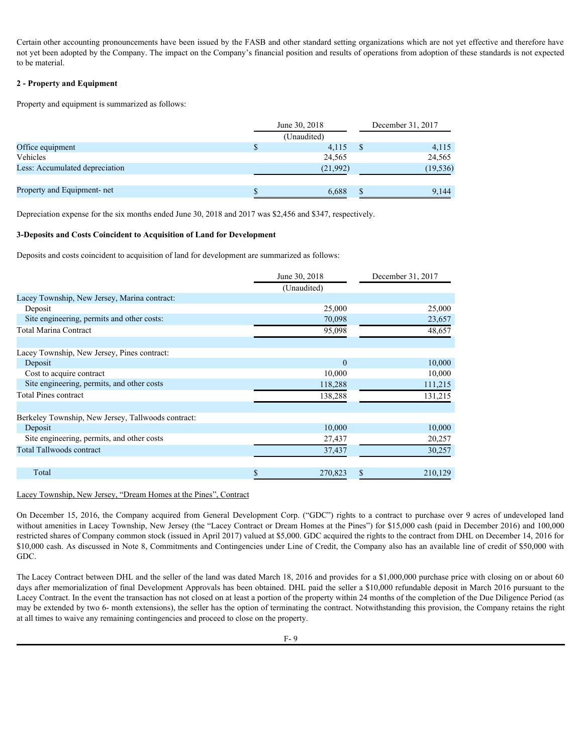Certain other accounting pronouncements have been issued by the FASB and other standard setting organizations which are not yet effective and therefore have not yet been adopted by the Company. The impact on the Company's financial position and results of operations from adoption of these standards is not expected to be material.

**2 - Property and Equipment**

Property and equipment is summarized as follows:

| | June 30, 2018 | December 31, 2017 |
|---|---|---|
| | (Unaudited) | |
| Office equipment | $ 4,115 | $ 4,115 |
| Vehicles | 24,565 | 24,565 |
| Less: Accumulated depreciation | (21,992) | (19,536) |
| Property and Equipment- net | $ 6,688 | $ 9,144 |

Depreciation expense for the six months ended June 30, 2018 and 2017 was $2,456 and $347, respectively.

**3-Deposits and Costs Coincident to Acquisition of Land for Development**

Deposits and costs coincident to acquisition of land for development are summarized as follows:

| | June 30, 2018 | December 31, 2017 |
|---|---|---|
| | (Unaudited) | |
| Lacey Township, New Jersey, Marina contract: | | |
| Deposit | 25,000 | 25,000 |
| Site engineering, permits and other costs: | 70,098 | 23,657 |
| Total Marina Contract | 95,098 | 48,657 |
| | | |
| Lacey Township, New Jersey, Pines contract: | | |
| Deposit | 0 | 10,000 |
| Cost to acquire contract | 10,000 | 10,000 |
| Site engineering, permits, and other costs | 118,288 | 111,215 |
| Total Pines contract | 138,288 | 131,215 |
| | | |
| Berkeley Township, New Jersey, Tallwoods contract: | | |
| Deposit | 10,000 | 10,000 |
| Site engineering, permits, and other costs | 27,437 | 20,257 |
| Total Tallwoods contract | 37,437 | 30,257 |
| | | |
| Total | $ 270,823 | $ 210,129 |

Lacey Township, New Jersey, "Dream Homes at the Pines", Contract

On December 15, 2016, the Company acquired from General Development Corp. ("GDC") rights to a contract to purchase over 9 acres of undeveloped land without amenities in Lacey Township, New Jersey (the "Lacey Contract or Dream Homes at the Pines") for $15,000 cash (paid in December 2016) and 100,000 restricted shares of Company common stock (issued in April 2017) valued at $5,000. GDC acquired the rights to the contract from DHL on December 14, 2016 for $10,000 cash. As discussed in Note 8, Commitments and Contingencies under Line of Credit, the Company also has an available line of credit of $50,000 with GDC.

The Lacey Contract between DHL and the seller of the land was dated March 18, 2016 and provides for a $1,000,000 purchase price with closing on or about 60 days after memorialization of final Development Approvals has been obtained. DHL paid the seller a $10,000 refundable deposit in March 2016 pursuant to the Lacey Contract. In the event the transaction has not closed on at least a portion of the property within 24 months of the completion of the Due Diligence Period (as may be extended by two 6- month extensions), the seller has the option of terminating the contract. Notwithstanding this provision, the Company retains the right at all times to waive any remaining contingencies and proceed to close on the property.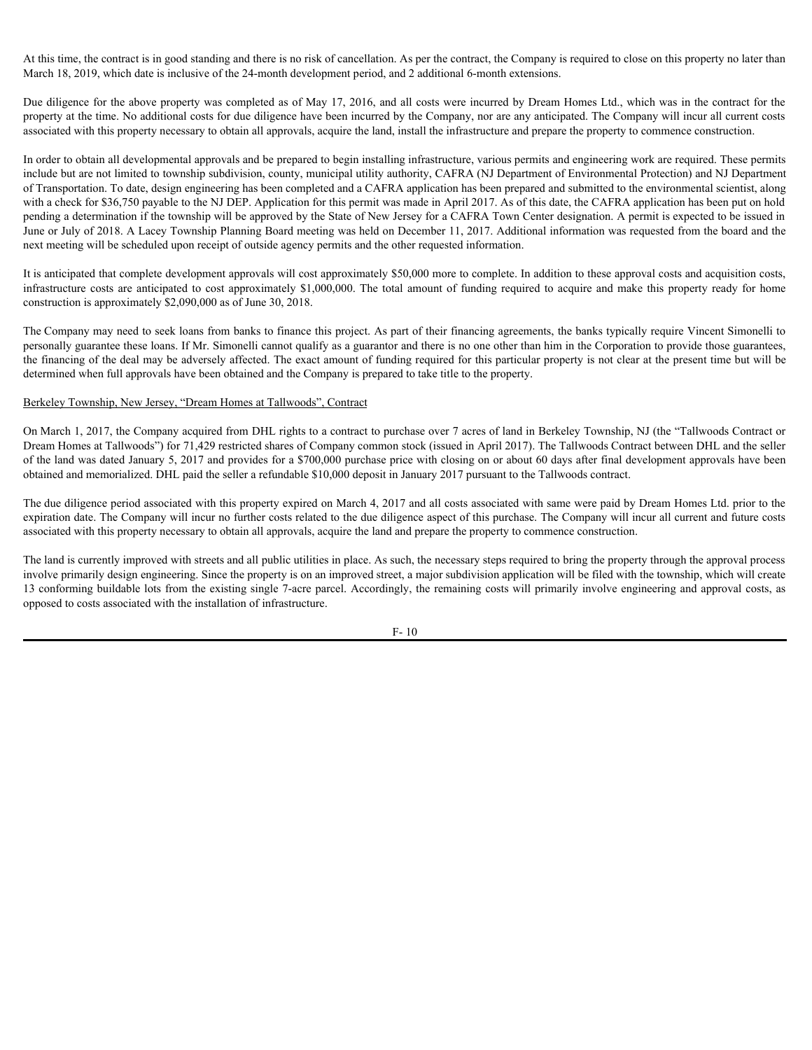At this time, the contract is in good standing and there is no risk of cancellation. As per the contract, the Company is required to close on this property no later than March 18, 2019, which date is inclusive of the 24-month development period, and 2 additional 6-month extensions.

Due diligence for the above property was completed as of May 17, 2016, and all costs were incurred by Dream Homes Ltd., which was in the contract for the property at the time. No additional costs for due diligence have been incurred by the Company, nor are any anticipated. The Company will incur all current costs associated with this property necessary to obtain all approvals, acquire the land, install the infrastructure and prepare the property to commence construction.

In order to obtain all developmental approvals and be prepared to begin installing infrastructure, various permits and engineering work are required. These permits include but are not limited to township subdivision, county, municipal utility authority, CAFRA (NJ Department of Environmental Protection) and NJ Department of Transportation. To date, design engineering has been completed and a CAFRA application has been prepared and submitted to the environmental scientist, along with a check for $36,750 payable to the NJ DEP. Application for this permit was made in April 2017. As of this date, the CAFRA application has been put on hold pending a determination if the township will be approved by the State of New Jersey for a CAFRA Town Center designation. A permit is expected to be issued in June or July of 2018. A Lacey Township Planning Board meeting was held on December 11, 2017. Additional information was requested from the board and the next meeting will be scheduled upon receipt of outside agency permits and the other requested information.

It is anticipated that complete development approvals will cost approximately $50,000 more to complete. In addition to these approval costs and acquisition costs, infrastructure costs are anticipated to cost approximately $1,000,000. The total amount of funding required to acquire and make this property ready for home construction is approximately $2,090,000 as of June 30, 2018.

The Company may need to seek loans from banks to finance this project. As part of their financing agreements, the banks typically require Vincent Simonelli to personally guarantee these loans. If Mr. Simonelli cannot qualify as a guarantor and there is no one other than him in the Corporation to provide those guarantees, the financing of the deal may be adversely affected. The exact amount of funding required for this particular property is not clear at the present time but will be determined when full approvals have been obtained and the Company is prepared to take title to the property.

Berkeley Township, New Jersey, "Dream Homes at Tallwoods", Contract

On March 1, 2017, the Company acquired from DHL rights to a contract to purchase over 7 acres of land in Berkeley Township, NJ (the "Tallwoods Contract or Dream Homes at Tallwoods") for 71,429 restricted shares of Company common stock (issued in April 2017). The Tallwoods Contract between DHL and the seller of the land was dated January 5, 2017 and provides for a $700,000 purchase price with closing on or about 60 days after final development approvals have been obtained and memorialized. DHL paid the seller a refundable $10,000 deposit in January 2017 pursuant to the Tallwoods contract.

The due diligence period associated with this property expired on March 4, 2017 and all costs associated with same were paid by Dream Homes Ltd. prior to the expiration date. The Company will incur no further costs related to the due diligence aspect of this purchase. The Company will incur all current and future costs associated with this property necessary to obtain all approvals, acquire the land and prepare the property to commence construction.

The land is currently improved with streets and all public utilities in place. As such, the necessary steps required to bring the property through the approval process involve primarily design engineering. Since the property is on an improved street, a major subdivision application will be filed with the township, which will create 13 conforming buildable lots from the existing single 7-acre parcel. Accordingly, the remaining costs will primarily involve engineering and approval costs, as opposed to costs associated with the installation of infrastructure.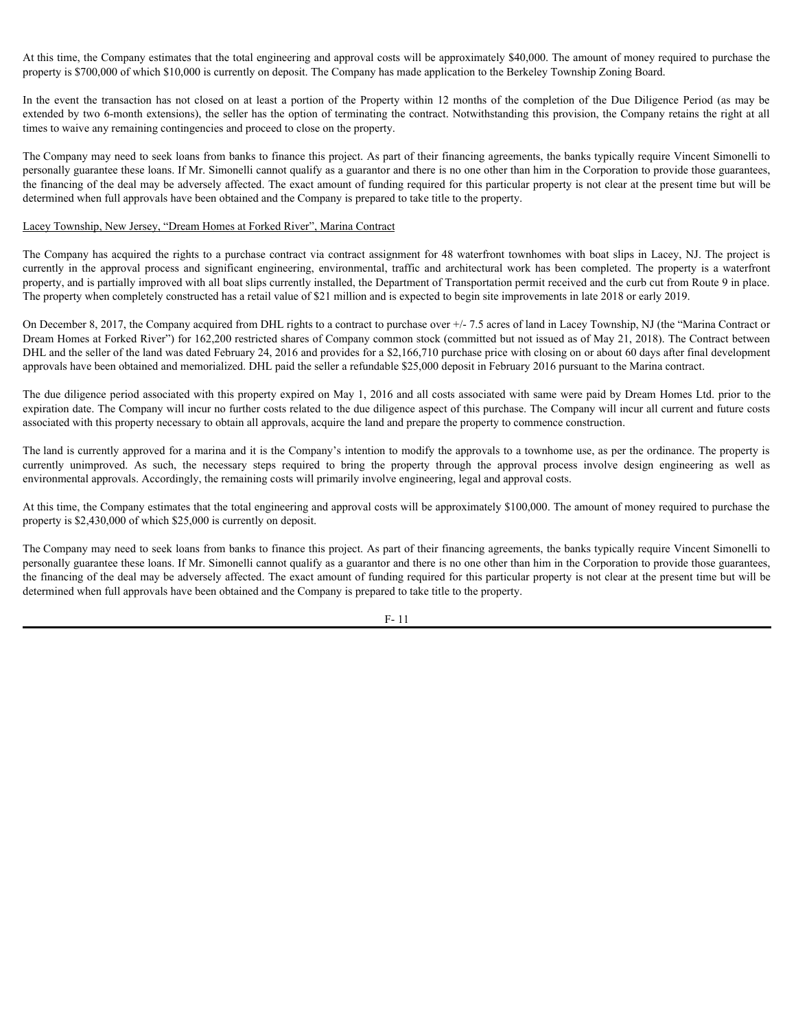At this time, the Company estimates that the total engineering and approval costs will be approximately $40,000. The amount of money required to purchase the property is $700,000 of which $10,000 is currently on deposit. The Company has made application to the Berkeley Township Zoning Board.

In the event the transaction has not closed on at least a portion of the Property within 12 months of the completion of the Due Diligence Period (as may be extended by two 6-month extensions), the seller has the option of terminating the contract. Notwithstanding this provision, the Company retains the right at all times to waive any remaining contingencies and proceed to close on the property.

The Company may need to seek loans from banks to finance this project. As part of their financing agreements, the banks typically require Vincent Simonelli to personally guarantee these loans. If Mr. Simonelli cannot qualify as a guarantor and there is no one other than him in the Corporation to provide those guarantees, the financing of the deal may be adversely affected. The exact amount of funding required for this particular property is not clear at the present time but will be determined when full approvals have been obtained and the Company is prepared to take title to the property.

Lacey Township, New Jersey, "Dream Homes at Forked River", Marina Contract

The Company has acquired the rights to a purchase contract via contract assignment for 48 waterfront townhomes with boat slips in Lacey, NJ. The project is currently in the approval process and significant engineering, environmental, traffic and architectural work has been completed. The property is a waterfront property, and is partially improved with all boat slips currently installed, the Department of Transportation permit received and the curb cut from Route 9 in place. The property when completely constructed has a retail value of $21 million and is expected to begin site improvements in late 2018 or early 2019.

On December 8, 2017, the Company acquired from DHL rights to a contract to purchase over +/- 7.5 acres of land in Lacey Township, NJ (the "Marina Contract or Dream Homes at Forked River") for 162,200 restricted shares of Company common stock (committed but not issued as of May 21, 2018). The Contract between DHL and the seller of the land was dated February 24, 2016 and provides for a $2,166,710 purchase price with closing on or about 60 days after final development approvals have been obtained and memorialized. DHL paid the seller a refundable $25,000 deposit in February 2016 pursuant to the Marina contract.

The due diligence period associated with this property expired on May 1, 2016 and all costs associated with same were paid by Dream Homes Ltd. prior to the expiration date. The Company will incur no further costs related to the due diligence aspect of this purchase. The Company will incur all current and future costs associated with this property necessary to obtain all approvals, acquire the land and prepare the property to commence construction.

The land is currently approved for a marina and it is the Company's intention to modify the approvals to a townhome use, as per the ordinance. The property is currently unimproved. As such, the necessary steps required to bring the property through the approval process involve design engineering as well as environmental approvals. Accordingly, the remaining costs will primarily involve engineering, legal and approval costs.

At this time, the Company estimates that the total engineering and approval costs will be approximately $100,000. The amount of money required to purchase the property is $2,430,000 of which $25,000 is currently on deposit.

The Company may need to seek loans from banks to finance this project. As part of their financing agreements, the banks typically require Vincent Simonelli to personally guarantee these loans. If Mr. Simonelli cannot qualify as a guarantor and there is no one other than him in the Corporation to provide those guarantees, the financing of the deal may be adversely affected. The exact amount of funding required for this particular property is not clear at the present time but will be determined when full approvals have been obtained and the Company is prepared to take title to the property.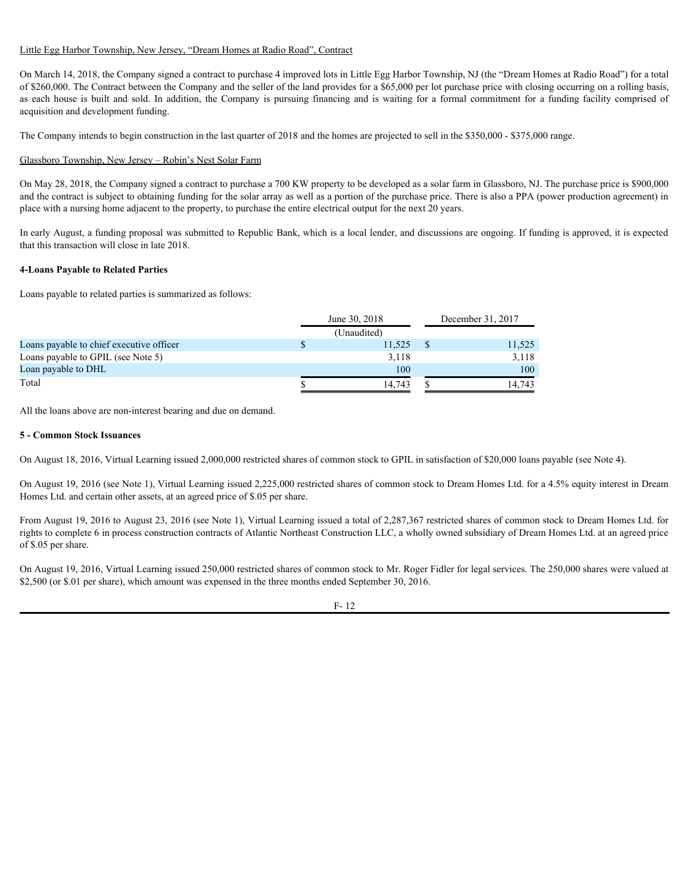Little Egg Harbor Township, New Jersey, "Dream Homes at Radio Road", Contract

On March 14, 2018, the Company signed a contract to purchase 4 improved lots in Little Egg Harbor Township, NJ (the "Dream Homes at Radio Road") for a total of $260,000. The Contract between the Company and the seller of the land provides for a $65,000 per lot purchase price with closing occurring on a rolling basis, as each house is built and sold. In addition, the Company is pursuing financing and is waiting for a formal commitment for a funding facility comprised of acquisition and development funding.

The Company intends to begin construction in the last quarter of 2018 and the homes are projected to sell in the $350,000 - $375,000 range.

Glassboro Township, New Jersey – Robin's Nest Solar Farm

On May 28, 2018, the Company signed a contract to purchase a 700 KW property to be developed as a solar farm in Glassboro, NJ. The purchase price is $900,000 and the contract is subject to obtaining funding for the solar array as well as a portion of the purchase price. There is also a PPA (power production agreement) in place with a nursing home adjacent to the property, to purchase the entire electrical output for the next 20 years.

In early August, a funding proposal was submitted to Republic Bank, which is a local lender, and discussions are ongoing. If funding is approved, it is expected that this transaction will close in late 2018.

**4-Loans Payable to Related Parties**

Loans payable to related parties is summarized as follows:

| | June 30, 2018 (Unaudited) | December 31, 2017 |
|---|---|---|
| Loans payable to chief executive officer | $ 11,525 | $ 11,525 |
| Loans payable to GPIL (see Note 5) | 3,118 | 3,118 |
| Loan payable to DHL | 100 | 100 |
| Total | $ 14,743 | $ 14,743 |

All the loans above are non-interest bearing and due on demand.

**5 - Common Stock Issuances**

On August 18, 2016, Virtual Learning issued 2,000,000 restricted shares of common stock to GPIL in satisfaction of $20,000 loans payable (see Note 4).

On August 19, 2016 (see Note 1), Virtual Learning issued 2,225,000 restricted shares of common stock to Dream Homes Ltd. for a 4.5% equity interest in Dream Homes Ltd. and certain other assets, at an agreed price of $.05 per share.

From August 19, 2016 to August 23, 2016 (see Note 1), Virtual Learning issued a total of 2,287,367 restricted shares of common stock to Dream Homes Ltd. for rights to complete 6 in process construction contracts of Atlantic Northeast Construction LLC, a wholly owned subsidiary of Dream Homes Ltd. at an agreed price of $.05 per share.

On August 19, 2016, Virtual Learning issued 250,000 restricted shares of common stock to Mr. Roger Fidler for legal services. The 250,000 shares were valued at $2,500 (or $.01 per share), which amount was expensed in the three months ended September 30, 2016.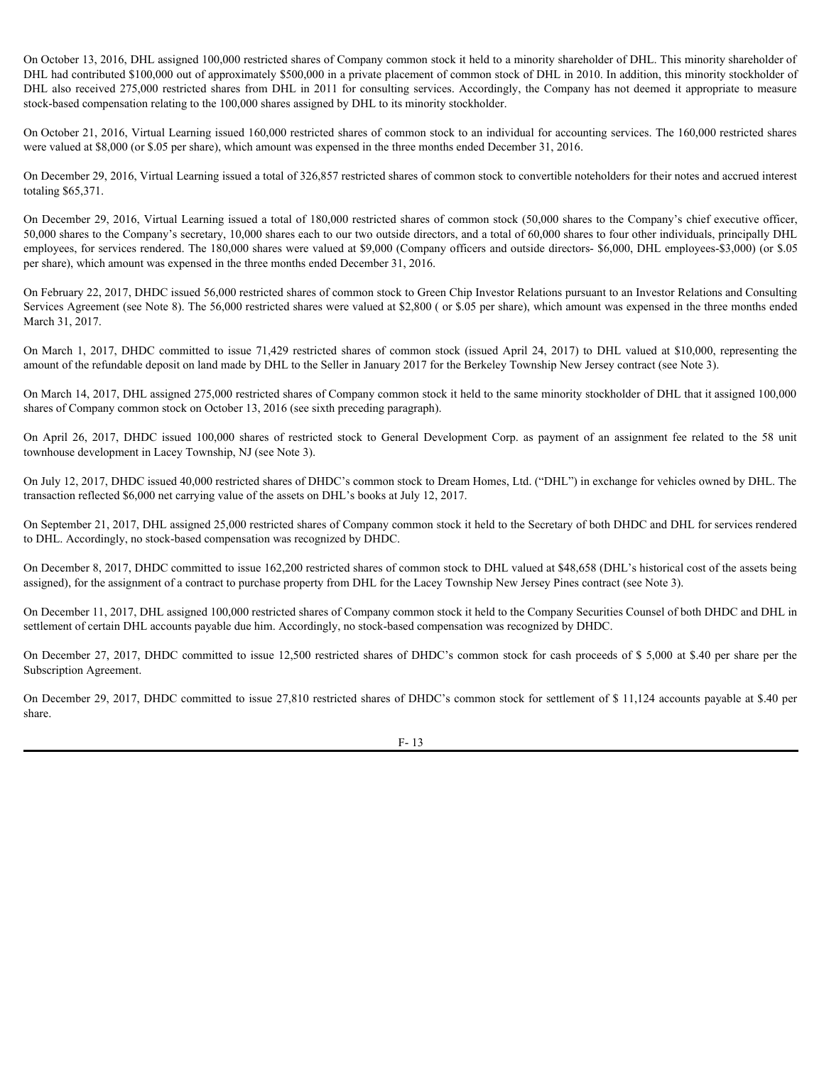On October 13, 2016, DHL assigned 100,000 restricted shares of Company common stock it held to a minority shareholder of DHL. This minority shareholder of DHL had contributed $100,000 out of approximately $500,000 in a private placement of common stock of DHL in 2010. In addition, this minority stockholder of DHL also received 275,000 restricted shares from DHL in 2011 for consulting services. Accordingly, the Company has not deemed it appropriate to measure stock-based compensation relating to the 100,000 shares assigned by DHL to its minority stockholder.

On October 21, 2016, Virtual Learning issued 160,000 restricted shares of common stock to an individual for accounting services. The 160,000 restricted shares were valued at $8,000 (or $.05 per share), which amount was expensed in the three months ended December 31, 2016.

On December 29, 2016, Virtual Learning issued a total of 326,857 restricted shares of common stock to convertible noteholders for their notes and accrued interest totaling $65,371.

On December 29, 2016, Virtual Learning issued a total of 180,000 restricted shares of common stock (50,000 shares to the Company's chief executive officer, 50,000 shares to the Company's secretary, 10,000 shares each to our two outside directors, and a total of 60,000 shares to four other individuals, principally DHL employees, for services rendered. The 180,000 shares were valued at $9,000 (Company officers and outside directors- $6,000, DHL employees-$3,000) (or $.05 per share), which amount was expensed in the three months ended December 31, 2016.

On February 22, 2017, DHDC issued 56,000 restricted shares of common stock to Green Chip Investor Relations pursuant to an Investor Relations and Consulting Services Agreement (see Note 8). The 56,000 restricted shares were valued at $2,800 ( or $.05 per share), which amount was expensed in the three months ended March 31, 2017.

On March 1, 2017, DHDC committed to issue 71,429 restricted shares of common stock (issued April 24, 2017) to DHL valued at $10,000, representing the amount of the refundable deposit on land made by DHL to the Seller in January 2017 for the Berkeley Township New Jersey contract (see Note 3).

On March 14, 2017, DHL assigned 275,000 restricted shares of Company common stock it held to the same minority stockholder of DHL that it assigned 100,000 shares of Company common stock on October 13, 2016 (see sixth preceding paragraph).

On April 26, 2017, DHDC issued 100,000 shares of restricted stock to General Development Corp. as payment of an assignment fee related to the 58 unit townhouse development in Lacey Township, NJ (see Note 3).

On July 12, 2017, DHDC issued 40,000 restricted shares of DHDC's common stock to Dream Homes, Ltd. ("DHL") in exchange for vehicles owned by DHL. The transaction reflected $6,000 net carrying value of the assets on DHL's books at July 12, 2017.

On September 21, 2017, DHL assigned 25,000 restricted shares of Company common stock it held to the Secretary of both DHDC and DHL for services rendered to DHL. Accordingly, no stock-based compensation was recognized by DHDC.

On December 8, 2017, DHDC committed to issue 162,200 restricted shares of common stock to DHL valued at $48,658 (DHL's historical cost of the assets being assigned), for the assignment of a contract to purchase property from DHL for the Lacey Township New Jersey Pines contract (see Note 3).

On December 11, 2017, DHL assigned 100,000 restricted shares of Company common stock it held to the Company Securities Counsel of both DHDC and DHL in settlement of certain DHL accounts payable due him. Accordingly, no stock-based compensation was recognized by DHDC.

On December 27, 2017, DHDC committed to issue 12,500 restricted shares of DHDC's common stock for cash proceeds of $ 5,000 at $.40 per share per the Subscription Agreement.

On December 29, 2017, DHDC committed to issue 27,810 restricted shares of DHDC's common stock for settlement of $ 11,124 accounts payable at $.40 per share.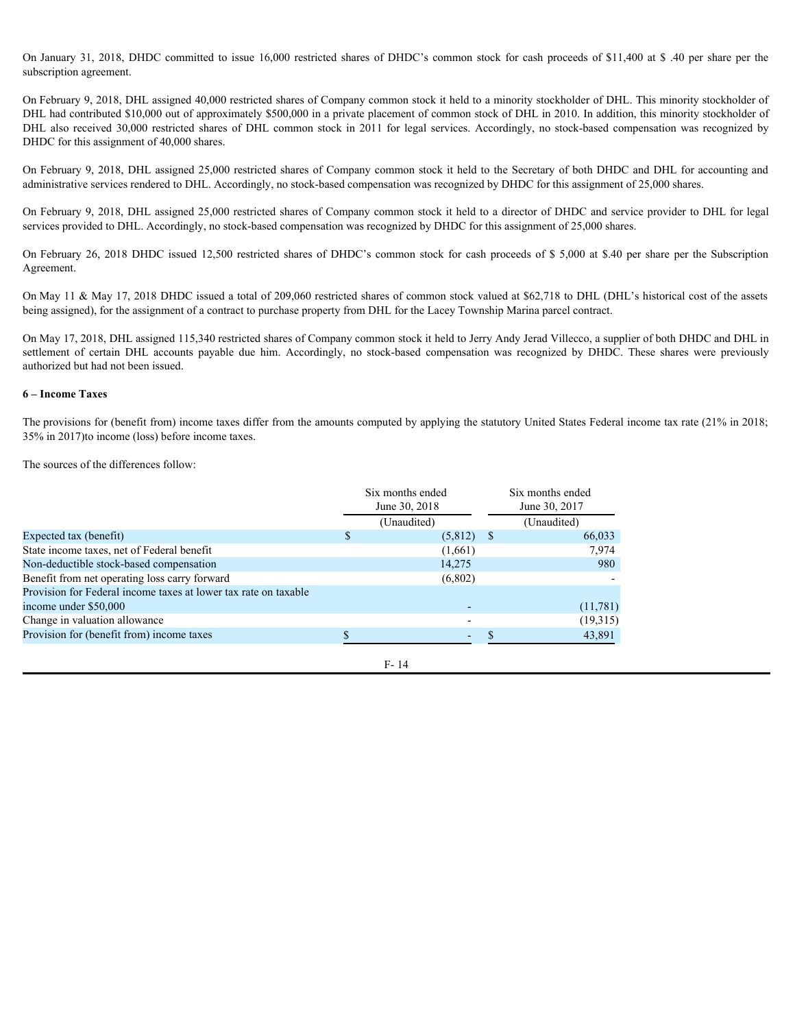On January 31, 2018, DHDC committed to issue 16,000 restricted shares of DHDC's common stock for cash proceeds of $11,400 at $ .40 per share per the subscription agreement.

On February 9, 2018, DHL assigned 40,000 restricted shares of Company common stock it held to a minority stockholder of DHL. This minority stockholder of DHL had contributed $10,000 out of approximately $500,000 in a private placement of common stock of DHL in 2010. In addition, this minority stockholder of DHL also received 30,000 restricted shares of DHL common stock in 2011 for legal services. Accordingly, no stock-based compensation was recognized by DHDC for this assignment of 40,000 shares.

On February 9, 2018, DHL assigned 25,000 restricted shares of Company common stock it held to the Secretary of both DHDC and DHL for accounting and administrative services rendered to DHL. Accordingly, no stock-based compensation was recognized by DHDC for this assignment of 25,000 shares.

On February 9, 2018, DHL assigned 25,000 restricted shares of Company common stock it held to a director of DHDC and service provider to DHL for legal services provided to DHL. Accordingly, no stock-based compensation was recognized by DHDC for this assignment of 25,000 shares.

On February 26, 2018 DHDC issued 12,500 restricted shares of DHDC's common stock for cash proceeds of $ 5,000 at $.40 per share per the Subscription Agreement.

On May 11 & May 17, 2018 DHDC issued a total of 209,060 restricted shares of common stock valued at $62,718 to DHL (DHL's historical cost of the assets being assigned), for the assignment of a contract to purchase property from DHL for the Lacey Township Marina parcel contract.

On May 17, 2018, DHL assigned 115,340 restricted shares of Company common stock it held to Jerry Andy Jerad Villecco, a supplier of both DHDC and DHL in settlement of certain DHL accounts payable due him. Accordingly, no stock-based compensation was recognized by DHDC. These shares were previously authorized but had not been issued.

**6 – Income Taxes**

The provisions for (benefit from) income taxes differ from the amounts computed by applying the statutory United States Federal income tax rate (21% in 2018; 35% in 2017)to income (loss) before income taxes.

The sources of the differences follow:

| | Six months ended June 30, 2018 | Six months ended June 30, 2017 |
|---|---|---|
| | (Unaudited) | (Unaudited) |
| Expected tax (benefit) | $ (5,812) | $ 66,033 |
| State income taxes, net of Federal benefit | (1,661) | 7,974 |
| Non-deductible stock-based compensation | 14,275 | 980 |
| Benefit from net operating loss carry forward | (6,802) | - |
| Provision for Federal income taxes at lower tax rate on taxable income under $50,000 | - | (11,781) |
| Change in valuation allowance | - | (19,315) |
| Provision for (benefit from) income taxes | $ - | $ 43,891 |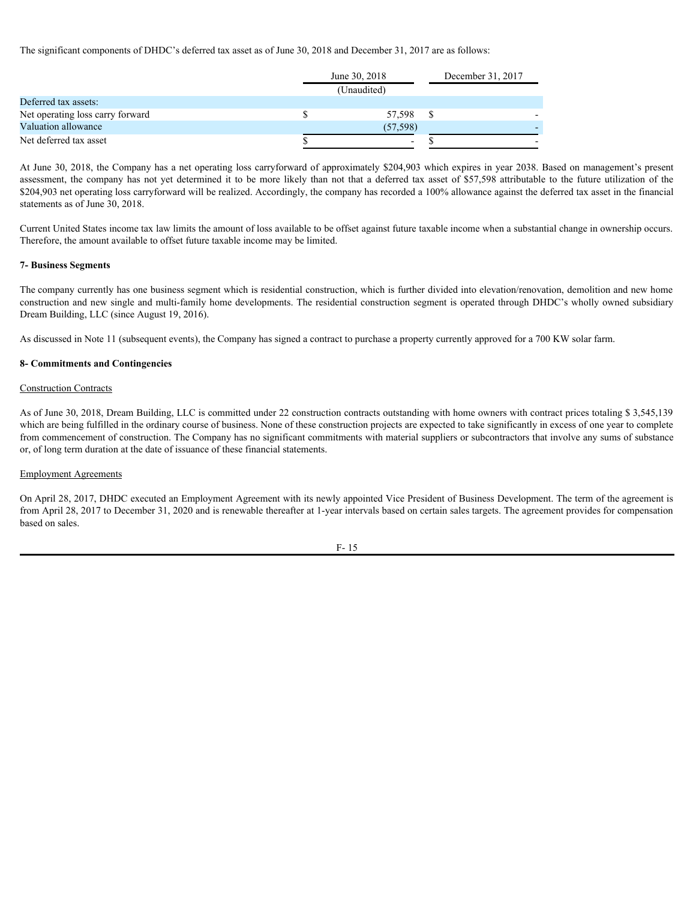The significant components of DHDC's deferred tax asset as of June 30, 2018 and December 31, 2017 are as follows:

| | June 30, 2018 | December 31, 2017 |
|---|---|---|
| | (Unaudited) | |
| Deferred tax assets: | | |
| Net operating loss carry forward | $ 57,598 | $ - |
| Valuation allowance | (57,598) | - |
| Net deferred tax asset | $ - | $ - |

At June 30, 2018, the Company has a net operating loss carryforward of approximately $204,903 which expires in year 2038. Based on management's present assessment, the company has not yet determined it to be more likely than not that a deferred tax asset of $57,598 attributable to the future utilization of the $204,903 net operating loss carryforward will be realized. Accordingly, the company has recorded a 100% allowance against the deferred tax asset in the financial statements as of June 30, 2018.

Current United States income tax law limits the amount of loss available to be offset against future taxable income when a substantial change in ownership occurs. Therefore, the amount available to offset future taxable income may be limited.

**7- Business Segments**

The company currently has one business segment which is residential construction, which is further divided into elevation/renovation, demolition and new home construction and new single and multi-family home developments. The residential construction segment is operated through DHDC's wholly owned subsidiary Dream Building, LLC (since August 19, 2016).

As discussed in Note 11 (subsequent events), the Company has signed a contract to purchase a property currently approved for a 700 KW solar farm.

**8- Commitments and Contingencies**

Construction Contracts

As of June 30, 2018, Dream Building, LLC is committed under 22 construction contracts outstanding with home owners with contract prices totaling $ 3,545,139 which are being fulfilled in the ordinary course of business. None of these construction projects are expected to take significantly in excess of one year to complete from commencement of construction. The Company has no significant commitments with material suppliers or subcontractors that involve any sums of substance or, of long term duration at the date of issuance of these financial statements.

Employment Agreements

On April 28, 2017, DHDC executed an Employment Agreement with its newly appointed Vice President of Business Development. The term of the agreement is from April 28, 2017 to December 31, 2020 and is renewable thereafter at 1-year intervals based on certain sales targets. The agreement provides for compensation based on sales.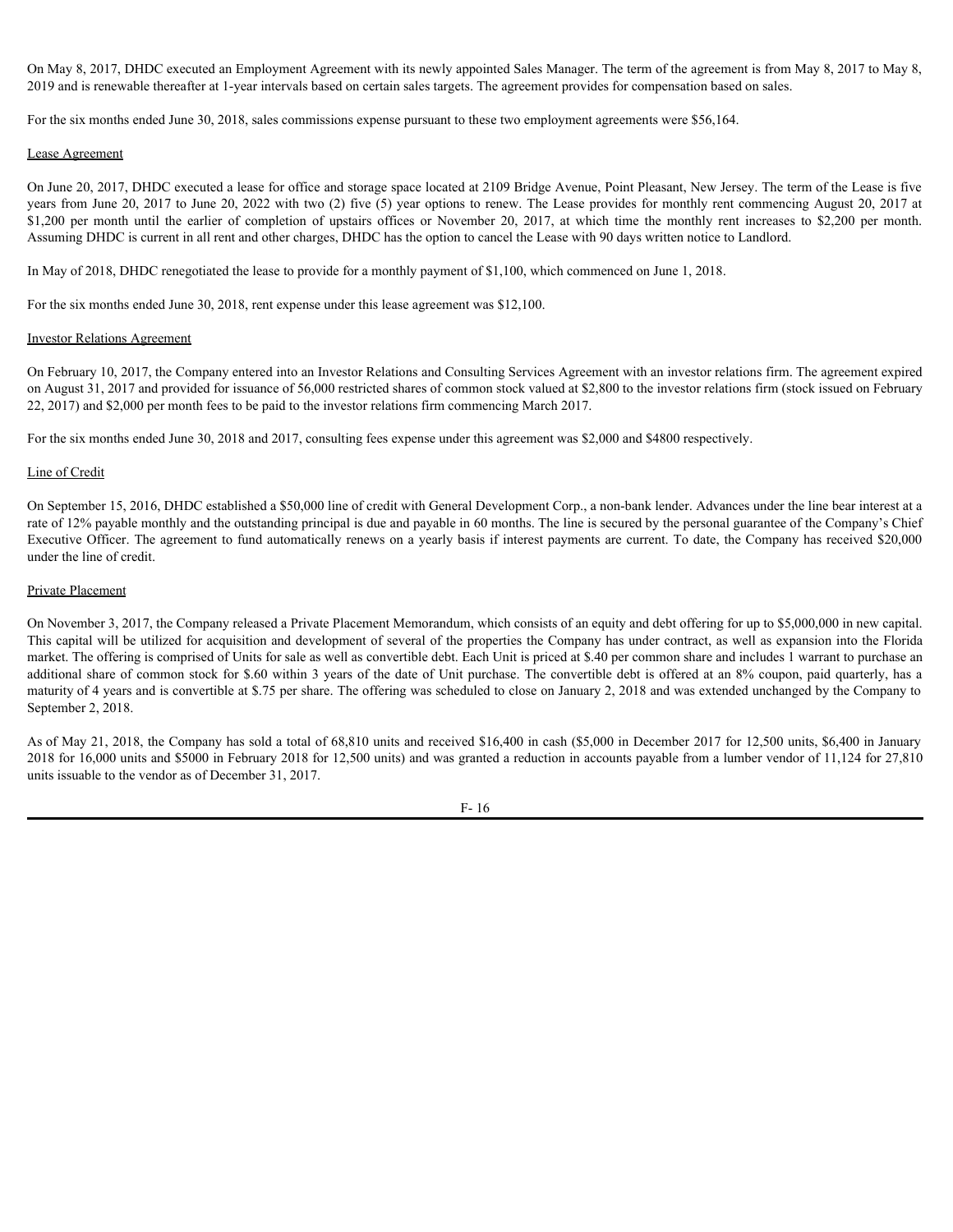On May 8, 2017, DHDC executed an Employment Agreement with its newly appointed Sales Manager. The term of the agreement is from May 8, 2017 to May 8, 2019 and is renewable thereafter at 1-year intervals based on certain sales targets. The agreement provides for compensation based on sales.

For the six months ended June 30, 2018, sales commissions expense pursuant to these two employment agreements were $56,164.

Lease Agreement

On June 20, 2017, DHDC executed a lease for office and storage space located at 2109 Bridge Avenue, Point Pleasant, New Jersey. The term of the Lease is five years from June 20, 2017 to June 20, 2022 with two (2) five (5) year options to renew. The Lease provides for monthly rent commencing August 20, 2017 at $1,200 per month until the earlier of completion of upstairs offices or November 20, 2017, at which time the monthly rent increases to $2,200 per month. Assuming DHDC is current in all rent and other charges, DHDC has the option to cancel the Lease with 90 days written notice to Landlord.

In May of 2018, DHDC renegotiated the lease to provide for a monthly payment of $1,100, which commenced on June 1, 2018.

For the six months ended June 30, 2018, rent expense under this lease agreement was $12,100.

Investor Relations Agreement

On February 10, 2017, the Company entered into an Investor Relations and Consulting Services Agreement with an investor relations firm. The agreement expired on August 31, 2017 and provided for issuance of 56,000 restricted shares of common stock valued at $2,800 to the investor relations firm (stock issued on February 22, 2017) and $2,000 per month fees to be paid to the investor relations firm commencing March 2017.

For the six months ended June 30, 2018 and 2017, consulting fees expense under this agreement was $2,000 and $4800 respectively.

Line of Credit

On September 15, 2016, DHDC established a $50,000 line of credit with General Development Corp., a non-bank lender. Advances under the line bear interest at a rate of 12% payable monthly and the outstanding principal is due and payable in 60 months. The line is secured by the personal guarantee of the Company's Chief Executive Officer. The agreement to fund automatically renews on a yearly basis if interest payments are current. To date, the Company has received $20,000 under the line of credit.

Private Placement

On November 3, 2017, the Company released a Private Placement Memorandum, which consists of an equity and debt offering for up to $5,000,000 in new capital. This capital will be utilized for acquisition and development of several of the properties the Company has under contract, as well as expansion into the Florida market. The offering is comprised of Units for sale as well as convertible debt. Each Unit is priced at $.40 per common share and includes 1 warrant to purchase an additional share of common stock for $.60 within 3 years of the date of Unit purchase. The convertible debt is offered at an 8% coupon, paid quarterly, has a maturity of 4 years and is convertible at $.75 per share. The offering was scheduled to close on January 2, 2018 and was extended unchanged by the Company to September 2, 2018.

As of May 21, 2018, the Company has sold a total of 68,810 units and received $16,400 in cash ($5,000 in December 2017 for 12,500 units, $6,400 in January 2018 for 16,000 units and $5000 in February 2018 for 12,500 units) and was granted a reduction in accounts payable from a lumber vendor of 11,124 for 27,810 units issuable to the vendor as of December 31, 2017.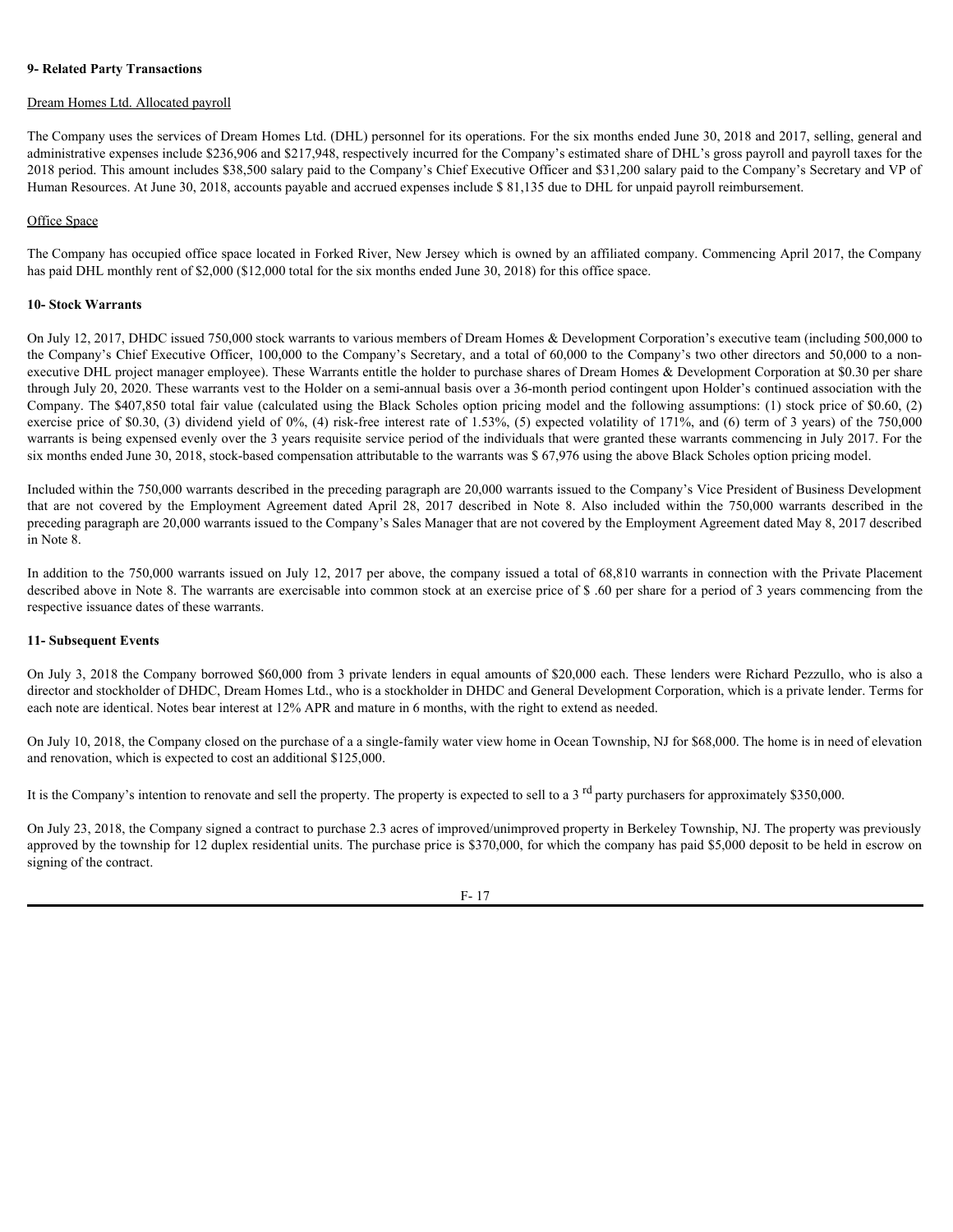## 9- Related Party Transactions

Dream Homes Ltd. Allocated payroll

The Company uses the services of Dream Homes Ltd. (DHL) personnel for its operations. For the six months ended June 30, 2018 and 2017, selling, general and administrative expenses include $236,906 and $217,948, respectively incurred for the Company's estimated share of DHL's gross payroll and payroll taxes for the 2018 period. This amount includes $38,500 salary paid to the Company's Chief Executive Officer and $31,200 salary paid to the Company's Secretary and VP of Human Resources. At June 30, 2018, accounts payable and accrued expenses include $ 81,135 due to DHL for unpaid payroll reimbursement.

Office Space

The Company has occupied office space located in Forked River, New Jersey which is owned by an affiliated company. Commencing April 2017, the Company has paid DHL monthly rent of $2,000 ($12,000 total for the six months ended June 30, 2018) for this office space.

## 10- Stock Warrants

On July 12, 2017, DHDC issued 750,000 stock warrants to various members of Dream Homes & Development Corporation's executive team (including 500,000 to the Company's Chief Executive Officer, 100,000 to the Company's Secretary, and a total of 60,000 to the Company's two other directors and 50,000 to a non-executive DHL project manager employee). These Warrants entitle the holder to purchase shares of Dream Homes & Development Corporation at $0.30 per share through July 20, 2020. These warrants vest to the Holder on a semi-annual basis over a 36-month period contingent upon Holder's continued association with the Company. The $407,850 total fair value (calculated using the Black Scholes option pricing model and the following assumptions: (1) stock price of $0.60, (2) exercise price of $0.30, (3) dividend yield of 0%, (4) risk-free interest rate of 1.53%, (5) expected volatility of 171%, and (6) term of 3 years) of the 750,000 warrants is being expensed evenly over the 3 years requisite service period of the individuals that were granted these warrants commencing in July 2017. For the six months ended June 30, 2018, stock-based compensation attributable to the warrants was $ 67,976 using the above Black Scholes option pricing model.

Included within the 750,000 warrants described in the preceding paragraph are 20,000 warrants issued to the Company's Vice President of Business Development that are not covered by the Employment Agreement dated April 28, 2017 described in Note 8. Also included within the 750,000 warrants described in the preceding paragraph are 20,000 warrants issued to the Company's Sales Manager that are not covered by the Employment Agreement dated May 8, 2017 described in Note 8.

In addition to the 750,000 warrants issued on July 12, 2017 per above, the company issued a total of 68,810 warrants in connection with the Private Placement described above in Note 8. The warrants are exercisable into common stock at an exercise price of $ .60 per share for a period of 3 years commencing from the respective issuance dates of these warrants.

## 11- Subsequent Events

On July 3, 2018 the Company borrowed $60,000 from 3 private lenders in equal amounts of $20,000 each. These lenders were Richard Pezzullo, who is also a director and stockholder of DHDC, Dream Homes Ltd., who is a stockholder in DHDC and General Development Corporation, which is a private lender. Terms for each note are identical. Notes bear interest at 12% APR and mature in 6 months, with the right to extend as needed.

On July 10, 2018, the Company closed on the purchase of a a single-family water view home in Ocean Township, NJ for $68,000. The home is in need of elevation and renovation, which is expected to cost an additional $125,000.

It is the Company's intention to renovate and sell the property. The property is expected to sell to a 3rd party purchasers for approximately $350,000.

On July 23, 2018, the Company signed a contract to purchase 2.3 acres of improved/unimproved property in Berkeley Township, NJ. The property was previously approved by the township for 12 duplex residential units. The purchase price is $370,000, for which the company has paid $5,000 deposit to be held in escrow on signing of the contract.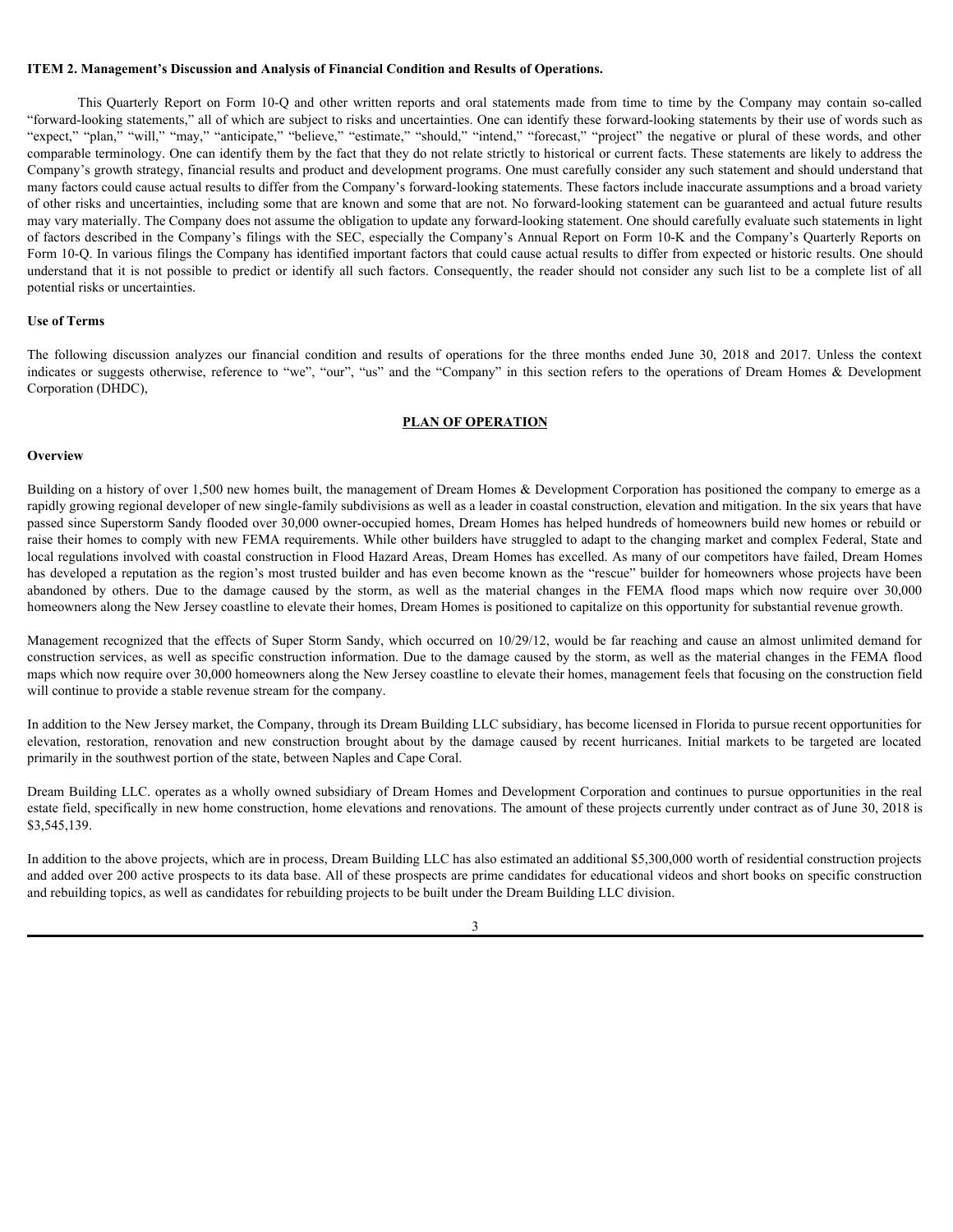**ITEM 2. Management's Discussion and Analysis of Financial Condition and Results of Operations.**

This Quarterly Report on Form 10-Q and other written reports and oral statements made from time to time by the Company may contain so-called "forward-looking statements," all of which are subject to risks and uncertainties. One can identify these forward-looking statements by their use of words such as "expect," "plan," "will," "may," "anticipate," "believe," "estimate," "should," "intend," "forecast," "project" the negative or plural of these words, and other comparable terminology. One can identify them by the fact that they do not relate strictly to historical or current facts. These statements are likely to address the Company's growth strategy, financial results and product and development programs. One must carefully consider any such statement and should understand that many factors could cause actual results to differ from the Company's forward-looking statements. These factors include inaccurate assumptions and a broad variety of other risks and uncertainties, including some that are known and some that are not. No forward-looking statement can be guaranteed and actual future results may vary materially. The Company does not assume the obligation to update any forward-looking statement. One should carefully evaluate such statements in light of factors described in the Company's filings with the SEC, especially the Company's Annual Report on Form 10-K and the Company's Quarterly Reports on Form 10-Q. In various filings the Company has identified important factors that could cause actual results to differ from expected or historic results. One should understand that it is not possible to predict or identify all such factors. Consequently, the reader should not consider any such list to be a complete list of all potential risks or uncertainties.

**Use of Terms**

The following discussion analyzes our financial condition and results of operations for the three months ended June 30, 2018 and 2017. Unless the context indicates or suggests otherwise, reference to "we", "our", "us" and the "Company" in this section refers to the operations of Dream Homes & Development Corporation (DHDC),

**PLAN OF OPERATION**

**Overview**

Building on a history of over 1,500 new homes built, the management of Dream Homes & Development Corporation has positioned the company to emerge as a rapidly growing regional developer of new single-family subdivisions as well as a leader in coastal construction, elevation and mitigation. In the six years that have passed since Superstorm Sandy flooded over 30,000 owner-occupied homes, Dream Homes has helped hundreds of homeowners build new homes or rebuild or raise their homes to comply with new FEMA requirements. While other builders have struggled to adapt to the changing market and complex Federal, State and local regulations involved with coastal construction in Flood Hazard Areas, Dream Homes has excelled. As many of our competitors have failed, Dream Homes has developed a reputation as the region's most trusted builder and has even become known as the "rescue" builder for homeowners whose projects have been abandoned by others. Due to the damage caused by the storm, as well as the material changes in the FEMA flood maps which now require over 30,000 homeowners along the New Jersey coastline to elevate their homes, Dream Homes is positioned to capitalize on this opportunity for substantial revenue growth.

Management recognized that the effects of Super Storm Sandy, which occurred on 10/29/12, would be far reaching and cause an almost unlimited demand for construction services, as well as specific construction information. Due to the damage caused by the storm, as well as the material changes in the FEMA flood maps which now require over 30,000 homeowners along the New Jersey coastline to elevate their homes, management feels that focusing on the construction field will continue to provide a stable revenue stream for the company.

In addition to the New Jersey market, the Company, through its Dream Building LLC subsidiary, has become licensed in Florida to pursue recent opportunities for elevation, restoration, renovation and new construction brought about by the damage caused by recent hurricanes. Initial markets to be targeted are located primarily in the southwest portion of the state, between Naples and Cape Coral.

Dream Building LLC. operates as a wholly owned subsidiary of Dream Homes and Development Corporation and continues to pursue opportunities in the real estate field, specifically in new home construction, home elevations and renovations. The amount of these projects currently under contract as of June 30, 2018 is $3,545,139.

In addition to the above projects, which are in process, Dream Building LLC has also estimated an additional $5,300,000 worth of residential construction projects and added over 200 active prospects to its data base. All of these prospects are prime candidates for educational videos and short books on specific construction and rebuilding topics, as well as candidates for rebuilding projects to be built under the Dream Building LLC division.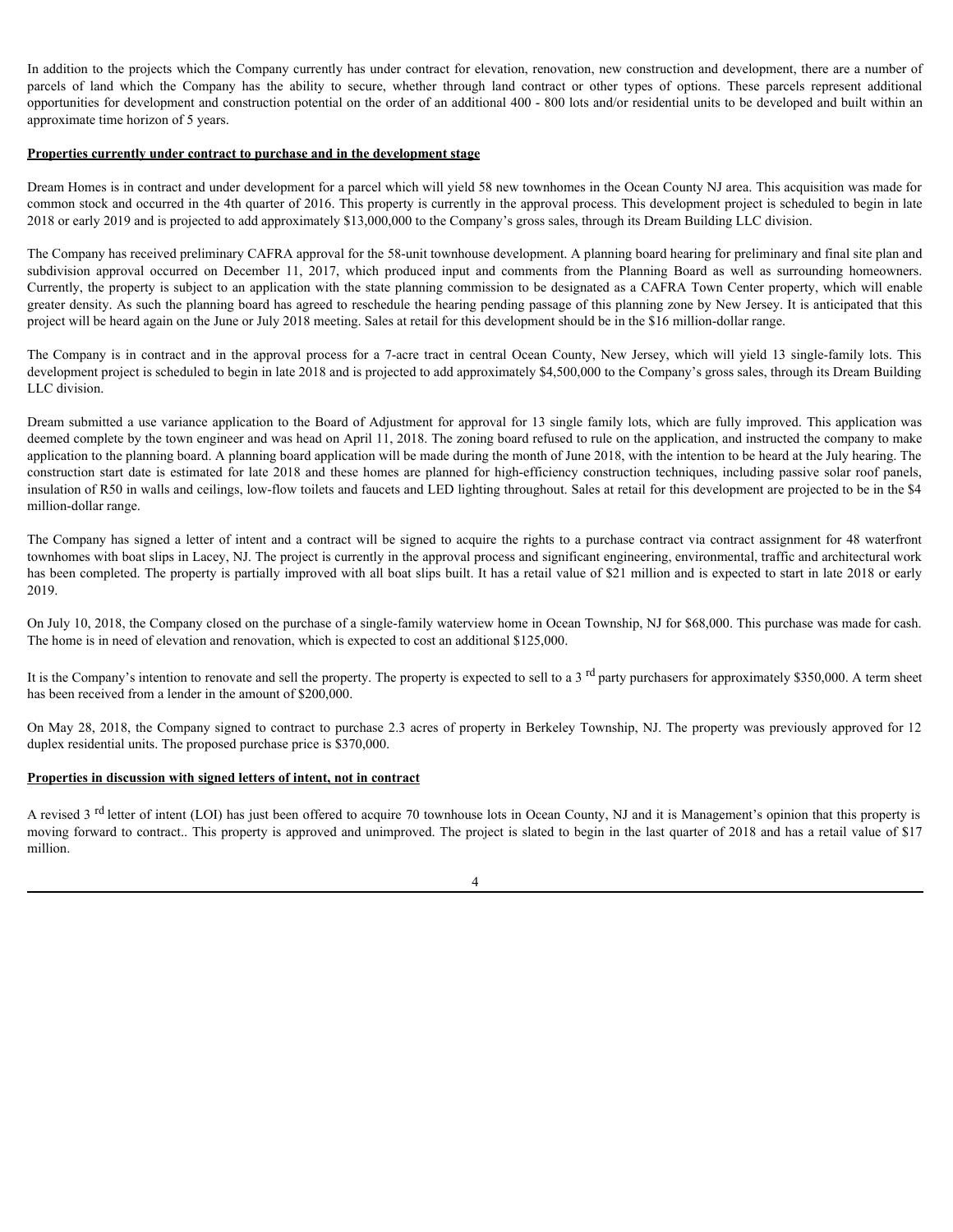In addition to the projects which the Company currently has under contract for elevation, renovation, new construction and development, there are a number of parcels of land which the Company has the ability to secure, whether through land contract or other types of options. These parcels represent additional opportunities for development and construction potential on the order of an additional 400 - 800 lots and/or residential units to be developed and built within an approximate time horizon of 5 years.

**Properties currently under contract to purchase and in the development stage**

Dream Homes is in contract and under development for a parcel which will yield 58 new townhomes in the Ocean County NJ area. This acquisition was made for common stock and occurred in the 4th quarter of 2016. This property is currently in the approval process. This development project is scheduled to begin in late 2018 or early 2019 and is projected to add approximately $13,000,000 to the Company's gross sales, through its Dream Building LLC division.

The Company has received preliminary CAFRA approval for the 58-unit townhouse development. A planning board hearing for preliminary and final site plan and subdivision approval occurred on December 11, 2017, which produced input and comments from the Planning Board as well as surrounding homeowners. Currently, the property is subject to an application with the state planning commission to be designated as a CAFRA Town Center property, which will enable greater density. As such the planning board has agreed to reschedule the hearing pending passage of this planning zone by New Jersey. It is anticipated that this project will be heard again on the June or July 2018 meeting. Sales at retail for this development should be in the $16 million-dollar range.

The Company is in contract and in the approval process for a 7-acre tract in central Ocean County, New Jersey, which will yield 13 single-family lots. This development project is scheduled to begin in late 2018 and is projected to add approximately $4,500,000 to the Company's gross sales, through its Dream Building LLC division.

Dream submitted a use variance application to the Board of Adjustment for approval for 13 single family lots, which are fully improved. This application was deemed complete by the town engineer and was head on April 11, 2018. The zoning board refused to rule on the application, and instructed the company to make application to the planning board. A planning board application will be made during the month of June 2018, with the intention to be heard at the July hearing. The construction start date is estimated for late 2018 and these homes are planned for high-efficiency construction techniques, including passive solar roof panels, insulation of R50 in walls and ceilings, low-flow toilets and faucets and LED lighting throughout. Sales at retail for this development are projected to be in the $4 million-dollar range.

The Company has signed a letter of intent and a contract will be signed to acquire the rights to a purchase contract via contract assignment for 48 waterfront townhomes with boat slips in Lacey, NJ. The project is currently in the approval process and significant engineering, environmental, traffic and architectural work has been completed. The property is partially improved with all boat slips built. It has a retail value of $21 million and is expected to start in late 2018 or early 2019.

On July 10, 2018, the Company closed on the purchase of a single-family waterview home in Ocean Township, NJ for $68,000. This purchase was made for cash. The home is in need of elevation and renovation, which is expected to cost an additional $125,000.

It is the Company's intention to renovate and sell the property. The property is expected to sell to a 3rd party purchasers for approximately $350,000. A term sheet has been received from a lender in the amount of $200,000.

On May 28, 2018, the Company signed to contract to purchase 2.3 acres of property in Berkeley Township, NJ. The property was previously approved for 12 duplex residential units. The proposed purchase price is $370,000.

**Properties in discussion with signed letters of intent, not in contract**

A revised 3rd letter of intent (LOI) has just been offered to acquire 70 townhouse lots in Ocean County, NJ and it is Management's opinion that this property is moving forward to contract.. This property is approved and unimproved. The project is slated to begin in the last quarter of 2018 and has a retail value of $17 million.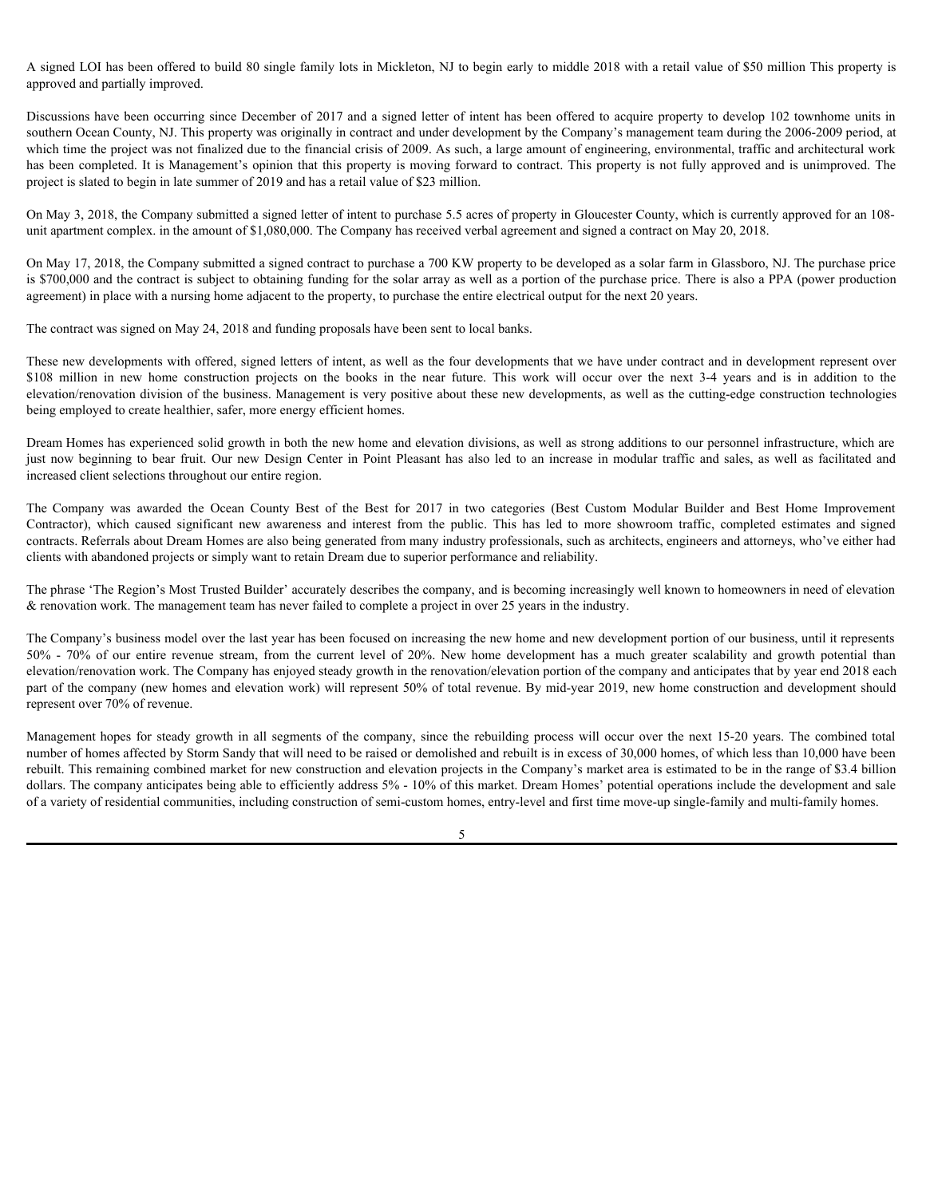A signed LOI has been offered to build 80 single family lots in Mickleton, NJ to begin early to middle 2018 with a retail value of $50 million This property is approved and partially improved.

Discussions have been occurring since December of 2017 and a signed letter of intent has been offered to acquire property to develop 102 townhome units in southern Ocean County, NJ. This property was originally in contract and under development by the Company's management team during the 2006-2009 period, at which time the project was not finalized due to the financial crisis of 2009. As such, a large amount of engineering, environmental, traffic and architectural work has been completed. It is Management's opinion that this property is moving forward to contract. This property is not fully approved and is unimproved. The project is slated to begin in late summer of 2019 and has a retail value of $23 million.

On May 3, 2018, the Company submitted a signed letter of intent to purchase 5.5 acres of property in Gloucester County, which is currently approved for an 108-unit apartment complex. in the amount of $1,080,000. The Company has received verbal agreement and signed a contract on May 20, 2018.

On May 17, 2018, the Company submitted a signed contract to purchase a 700 KW property to be developed as a solar farm in Glassboro, NJ. The purchase price is $700,000 and the contract is subject to obtaining funding for the solar array as well as a portion of the purchase price. There is also a PPA (power production agreement) in place with a nursing home adjacent to the property, to purchase the entire electrical output for the next 20 years.

The contract was signed on May 24, 2018 and funding proposals have been sent to local banks.

These new developments with offered, signed letters of intent, as well as the four developments that we have under contract and in development represent over $108 million in new home construction projects on the books in the near future. This work will occur over the next 3-4 years and is in addition to the elevation/renovation division of the business. Management is very positive about these new developments, as well as the cutting-edge construction technologies being employed to create healthier, safer, more energy efficient homes.

Dream Homes has experienced solid growth in both the new home and elevation divisions, as well as strong additions to our personnel infrastructure, which are just now beginning to bear fruit. Our new Design Center in Point Pleasant has also led to an increase in modular traffic and sales, as well as facilitated and increased client selections throughout our entire region.

The Company was awarded the Ocean County Best of the Best for 2017 in two categories (Best Custom Modular Builder and Best Home Improvement Contractor), which caused significant new awareness and interest from the public. This has led to more showroom traffic, completed estimates and signed contracts. Referrals about Dream Homes are also being generated from many industry professionals, such as architects, engineers and attorneys, who've either had clients with abandoned projects or simply want to retain Dream due to superior performance and reliability.

The phrase 'The Region's Most Trusted Builder' accurately describes the company, and is becoming increasingly well known to homeowners in need of elevation & renovation work. The management team has never failed to complete a project in over 25 years in the industry.

The Company's business model over the last year has been focused on increasing the new home and new development portion of our business, until it represents 50% - 70% of our entire revenue stream, from the current level of 20%. New home development has a much greater scalability and growth potential than elevation/renovation work. The Company has enjoyed steady growth in the renovation/elevation portion of the company and anticipates that by year end 2018 each part of the company (new homes and elevation work) will represent 50% of total revenue. By mid-year 2019, new home construction and development should represent over 70% of revenue.

Management hopes for steady growth in all segments of the company, since the rebuilding process will occur over the next 15-20 years. The combined total number of homes affected by Storm Sandy that will need to be raised or demolished and rebuilt is in excess of 30,000 homes, of which less than 10,000 have been rebuilt. This remaining combined market for new construction and elevation projects in the Company's market area is estimated to be in the range of $3.4 billion dollars. The company anticipates being able to efficiently address 5% - 10% of this market. Dream Homes' potential operations include the development and sale of a variety of residential communities, including construction of semi-custom homes, entry-level and first time move-up single-family and multi-family homes.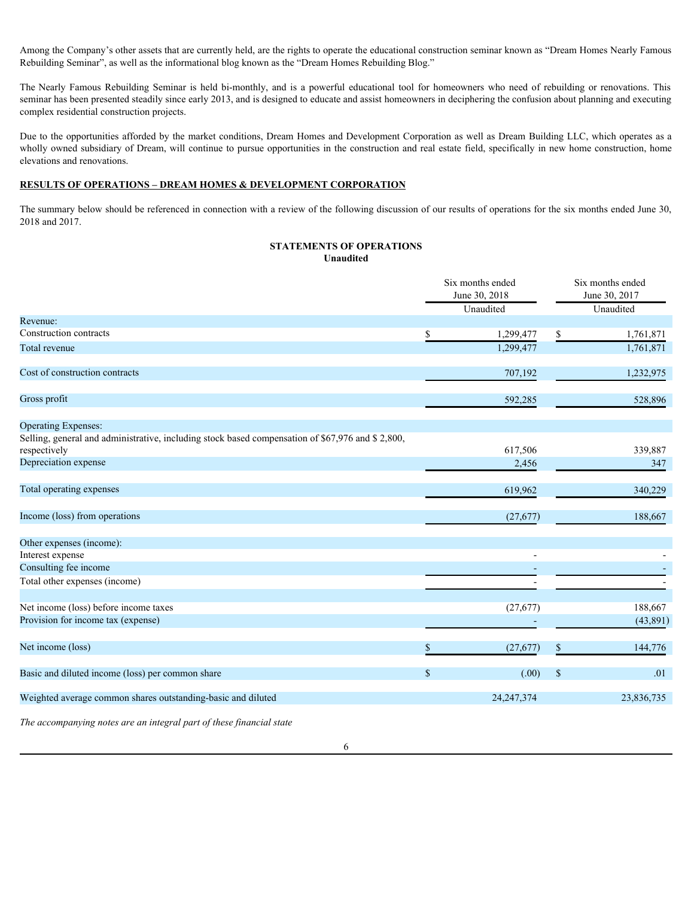Among the Company's other assets that are currently held, are the rights to operate the educational construction seminar known as "Dream Homes Nearly Famous Rebuilding Seminar", as well as the informational blog known as the "Dream Homes Rebuilding Blog."

The Nearly Famous Rebuilding Seminar is held bi-monthly, and is a powerful educational tool for homeowners who need of rebuilding or renovations. This seminar has been presented steadily since early 2013, and is designed to educate and assist homeowners in deciphering the confusion about planning and executing complex residential construction projects.

Due to the opportunities afforded by the market conditions, Dream Homes and Development Corporation as well as Dream Building LLC, which operates as a wholly owned subsidiary of Dream, will continue to pursue opportunities in the construction and real estate field, specifically in new home construction, home elevations and renovations.

**RESULTS OF OPERATIONS – DREAM HOMES & DEVELOPMENT CORPORATION**

The summary below should be referenced in connection with a review of the following discussion of our results of operations for the six months ended June 30, 2018 and 2017.

**STATEMENTS OF OPERATIONS**
**Unaudited**

| | Six months ended June 30, 2018 Unaudited | Six months ended June 30, 2017 Unaudited |
|---|---|---|
| Revenue: | | |
| Construction contracts | $ 1,299,477 | $ 1,761,871 |
| Total revenue | 1,299,477 | 1,761,871 |
| Cost of construction contracts | 707,192 | 1,232,975 |
| Gross profit | 592,285 | 528,896 |
| Operating Expenses: | | |
| Selling, general and administrative, including stock based compensation of $67,976 and $ 2,800, respectively | 617,506 | 339,887 |
| Depreciation expense | 2,456 | 347 |
| Total operating expenses | 619,962 | 340,229 |
| Income (loss) from operations | (27,677) | 188,667 |
| Other expenses (income): | | |
| Interest expense | - | - |
| Consulting fee income | - | - |
| Total other expenses (income) | - | - |
| Net income (loss) before income taxes | (27,677) | 188,667 |
| Provision for income tax (expense) | - | (43,891) |
| Net income (loss) | $ (27,677) | $ 144,776 |
| Basic and diluted income (loss) per common share | $ (.00) | $ .01 |
| Weighted average common shares outstanding-basic and diluted | 24,247,374 | 23,836,735 |

*The accompanying notes are an integral part of these financial state*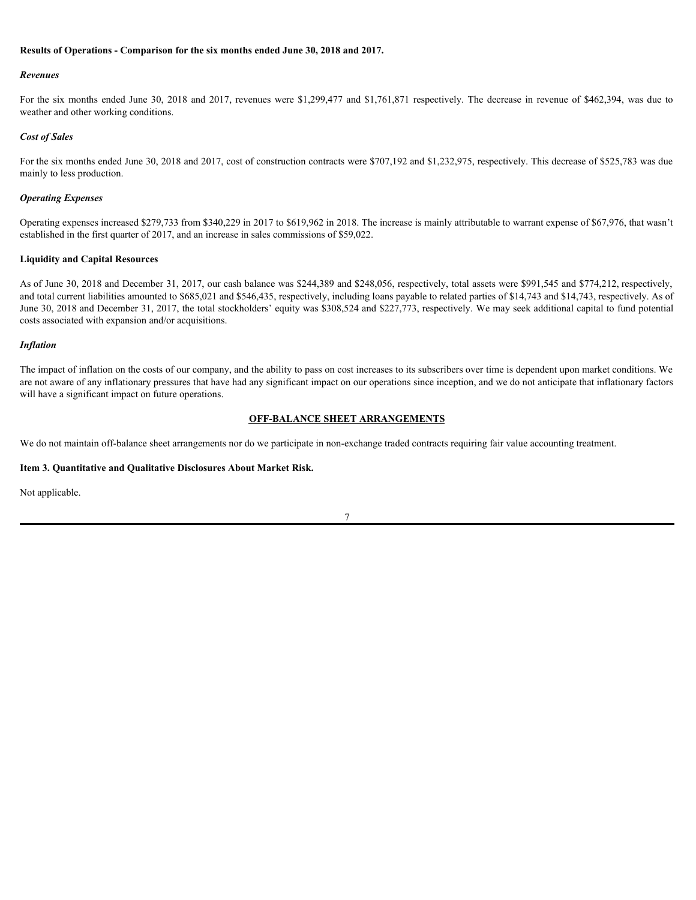**Results of Operations - Comparison for the six months ended June 30, 2018 and 2017.**

***Revenues***

For the six months ended June 30, 2018 and 2017, revenues were $1,299,477 and $1,761,871 respectively. The decrease in revenue of $462,394, was due to weather and other working conditions.

***Cost of Sales***

For the six months ended June 30, 2018 and 2017, cost of construction contracts were $707,192 and $1,232,975, respectively. This decrease of $525,783 was due mainly to less production.

***Operating Expenses***

Operating expenses increased $279,733 from $340,229 in 2017 to $619,962 in 2018. The increase is mainly attributable to warrant expense of $67,976, that wasn't established in the first quarter of 2017, and an increase in sales commissions of $59,022.

**Liquidity and Capital Resources**

As of June 30, 2018 and December 31, 2017, our cash balance was $244,389 and $248,056, respectively, total assets were $991,545 and $774,212, respectively, and total current liabilities amounted to $685,021 and $546,435, respectively, including loans payable to related parties of $14,743 and $14,743, respectively. As of June 30, 2018 and December 31, 2017, the total stockholders' equity was $308,524 and $227,773, respectively. We may seek additional capital to fund potential costs associated with expansion and/or acquisitions.

***Inflation***

The impact of inflation on the costs of our company, and the ability to pass on cost increases to its subscribers over time is dependent upon market conditions. We are not aware of any inflationary pressures that have had any significant impact on our operations since inception, and we do not anticipate that inflationary factors will have a significant impact on future operations.

**OFF-BALANCE SHEET ARRANGEMENTS**

We do not maintain off-balance sheet arrangements nor do we participate in non-exchange traded contracts requiring fair value accounting treatment.

**Item 3. Quantitative and Qualitative Disclosures About Market Risk.**

Not applicable.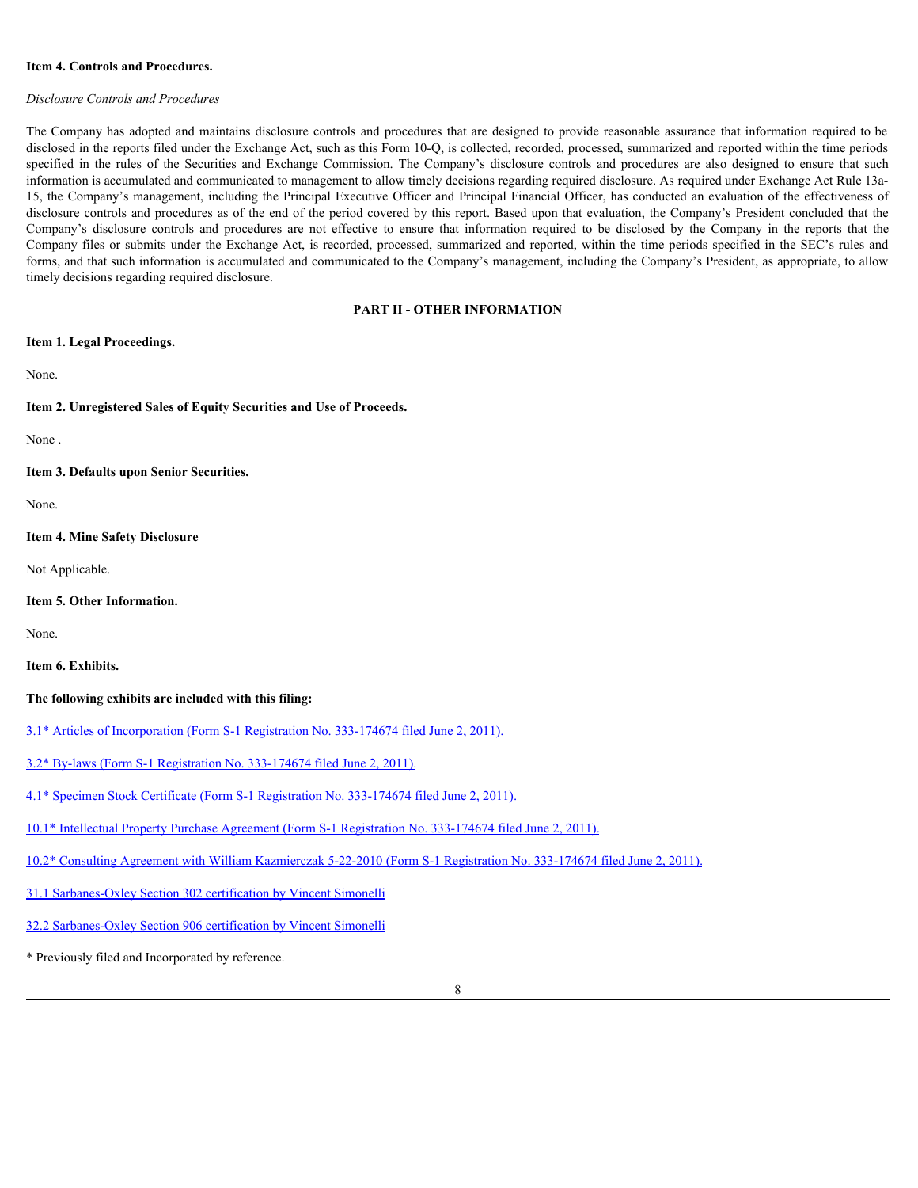**Item 4. Controls and Procedures.**

*Disclosure Controls and Procedures*

The Company has adopted and maintains disclosure controls and procedures that are designed to provide reasonable assurance that information required to be disclosed in the reports filed under the Exchange Act, such as this Form 10-Q, is collected, recorded, processed, summarized and reported within the time periods specified in the rules of the Securities and Exchange Commission. The Company's disclosure controls and procedures are also designed to ensure that such information is accumulated and communicated to management to allow timely decisions regarding required disclosure. As required under Exchange Act Rule 13a-15, the Company's management, including the Principal Executive Officer and Principal Financial Officer, has conducted an evaluation of the effectiveness of disclosure controls and procedures as of the end of the period covered by this report. Based upon that evaluation, the Company's President concluded that the Company's disclosure controls and procedures are not effective to ensure that information required to be disclosed by the Company in the reports that the Company files or submits under the Exchange Act, is recorded, processed, summarized and reported, within the time periods specified in the SEC's rules and forms, and that such information is accumulated and communicated to the Company's management, including the Company's President, as appropriate, to allow timely decisions regarding required disclosure.

## PART II - OTHER INFORMATION

**Item 1. Legal Proceedings.**

None.

**Item 2. Unregistered Sales of Equity Securities and Use of Proceeds.**

None .

**Item 3. Defaults upon Senior Securities.**

None.

**Item 4. Mine Safety Disclosure**

Not Applicable.

**Item 5. Other Information.**

None.

**Item 6. Exhibits.**

**The following exhibits are included with this filing:**

3.1* Articles of Incorporation (Form S-1 Registration No. 333-174674 filed June 2, 2011).

3.2* By-laws (Form S-1 Registration No. 333-174674 filed June 2, 2011).

4.1* Specimen Stock Certificate (Form S-1 Registration No. 333-174674 filed June 2, 2011).

10.1* Intellectual Property Purchase Agreement (Form S-1 Registration No. 333-174674 filed June 2, 2011).

10.2* Consulting Agreement with William Kazmierczak 5-22-2010 (Form S-1 Registration No. 333-174674 filed June 2, 2011).

31.1 Sarbanes-Oxley Section 302 certification by Vincent Simonelli

32.2 Sarbanes-Oxley Section 906 certification by Vincent Simonelli

* Previously filed and Incorporated by reference.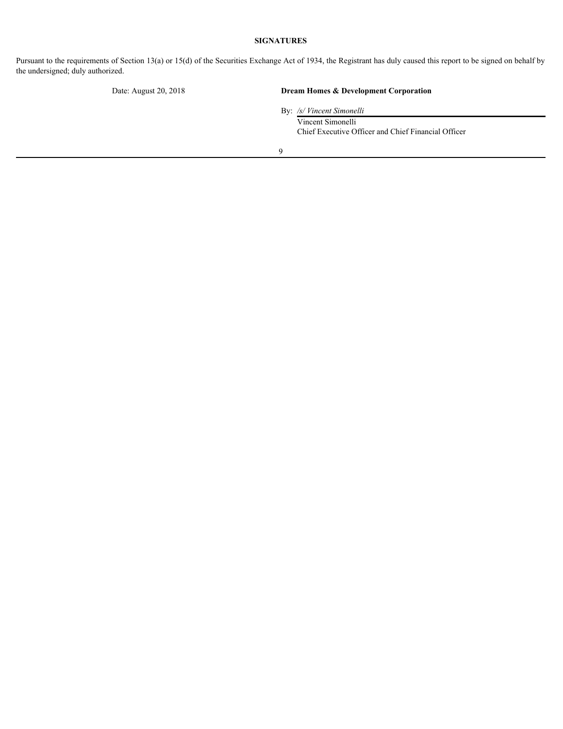**SIGNATURES**

Pursuant to the requirements of Section 13(a) or 15(d) of the Securities Exchange Act of 1934, the Registrant has duly caused this report to be signed on behalf by the undersigned; duly authorized.

Date: August 20, 2018

**Dream Homes & Development Corporation**

By: */s/ Vincent Simonelli*

Vincent Simonelli

Chief Executive Officer and Chief Financial Officer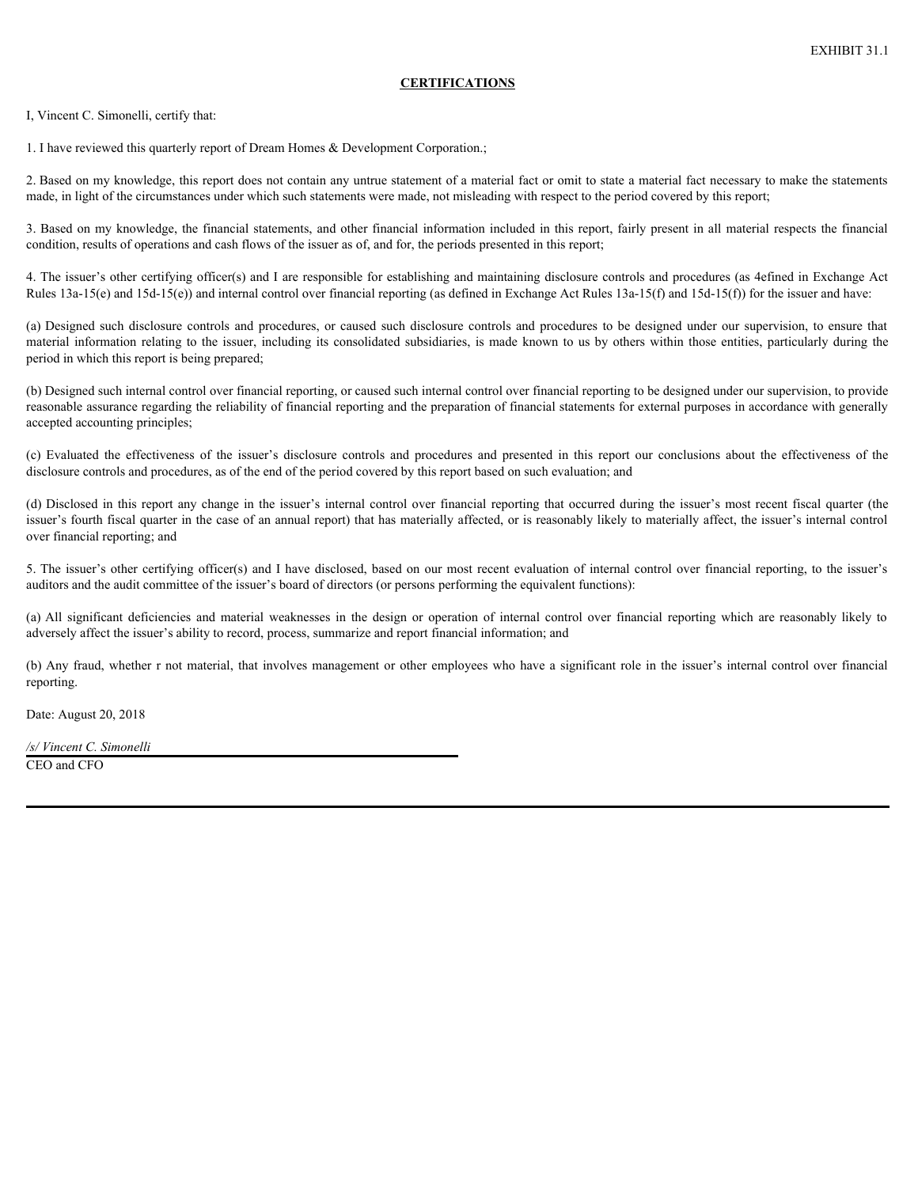EXHIBIT 31.1

**CERTIFICATIONS**

I, Vincent C. Simonelli, certify that:

1. I have reviewed this quarterly report of Dream Homes & Development Corporation.;

2. Based on my knowledge, this report does not contain any untrue statement of a material fact or omit to state a material fact necessary to make the statements made, in light of the circumstances under which such statements were made, not misleading with respect to the period covered by this report;

3. Based on my knowledge, the financial statements, and other financial information included in this report, fairly present in all material respects the financial condition, results of operations and cash flows of the issuer as of, and for, the periods presented in this report;

4. The issuer's other certifying officer(s) and I are responsible for establishing and maintaining disclosure controls and procedures (as 4efined in Exchange Act Rules 13a-15(e) and 15d-15(e)) and internal control over financial reporting (as defined in Exchange Act Rules 13a-15(f) and 15d-15(f)) for the issuer and have:

(a) Designed such disclosure controls and procedures, or caused such disclosure controls and procedures to be designed under our supervision, to ensure that material information relating to the issuer, including its consolidated subsidiaries, is made known to us by others within those entities, particularly during the period in which this report is being prepared;

(b) Designed such internal control over financial reporting, or caused such internal control over financial reporting to be designed under our supervision, to provide reasonable assurance regarding the reliability of financial reporting and the preparation of financial statements for external purposes in accordance with generally accepted accounting principles;

(c) Evaluated the effectiveness of the issuer's disclosure controls and procedures and presented in this report our conclusions about the effectiveness of the disclosure controls and procedures, as of the end of the period covered by this report based on such evaluation; and

(d) Disclosed in this report any change in the issuer's internal control over financial reporting that occurred during the issuer's most recent fiscal quarter (the issuer's fourth fiscal quarter in the case of an annual report) that has materially affected, or is reasonably likely to materially affect, the issuer's internal control over financial reporting; and

5. The issuer's other certifying officer(s) and I have disclosed, based on our most recent evaluation of internal control over financial reporting, to the issuer's auditors and the audit committee of the issuer's board of directors (or persons performing the equivalent functions):

(a) All significant deficiencies and material weaknesses in the design or operation of internal control over financial reporting which are reasonably likely to adversely affect the issuer's ability to record, process, summarize and report financial information; and

(b) Any fraud, whether r not material, that involves management or other employees who have a significant role in the issuer's internal control over financial reporting.

Date: August 20, 2018

*/s/ Vincent C. Simonelli*

CEO and CFO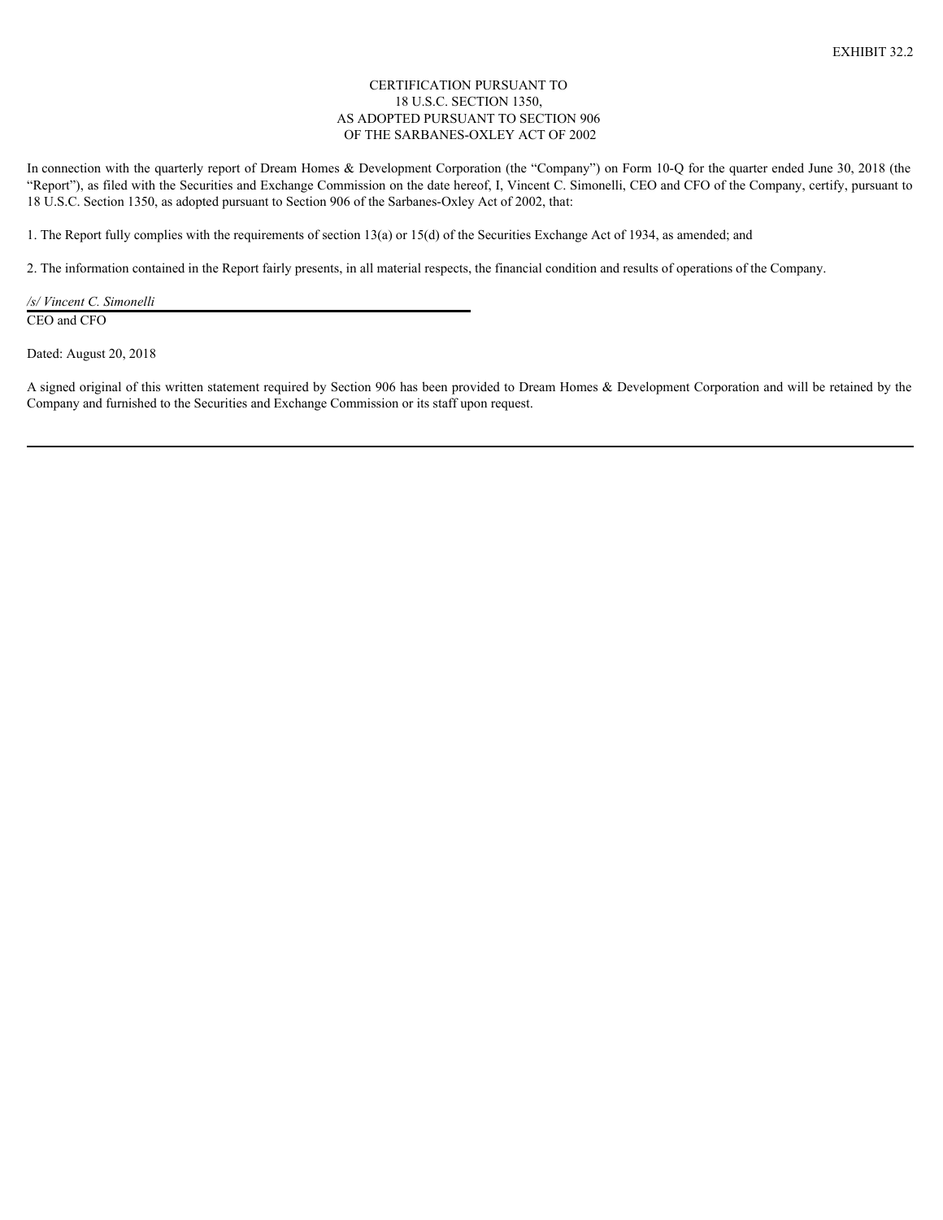EXHIBIT 32.2

CERTIFICATION PURSUANT TO
18 U.S.C. SECTION 1350,
AS ADOPTED PURSUANT TO SECTION 906
OF THE SARBANES-OXLEY ACT OF 2002

In connection with the quarterly report of Dream Homes & Development Corporation (the "Company") on Form 10-Q for the quarter ended June 30, 2018 (the "Report"), as filed with the Securities and Exchange Commission on the date hereof, I, Vincent C. Simonelli, CEO and CFO of the Company, certify, pursuant to 18 U.S.C. Section 1350, as adopted pursuant to Section 906 of the Sarbanes-Oxley Act of 2002, that:

1. The Report fully complies with the requirements of section 13(a) or 15(d) of the Securities Exchange Act of 1934, as amended; and

2. The information contained in the Report fairly presents, in all material respects, the financial condition and results of operations of the Company.

*/s/ Vincent C. Simonelli*
CEO and CFO

Dated: August 20, 2018

A signed original of this written statement required by Section 906 has been provided to Dream Homes & Development Corporation and will be retained by the Company and furnished to the Securities and Exchange Commission or its staff upon request.